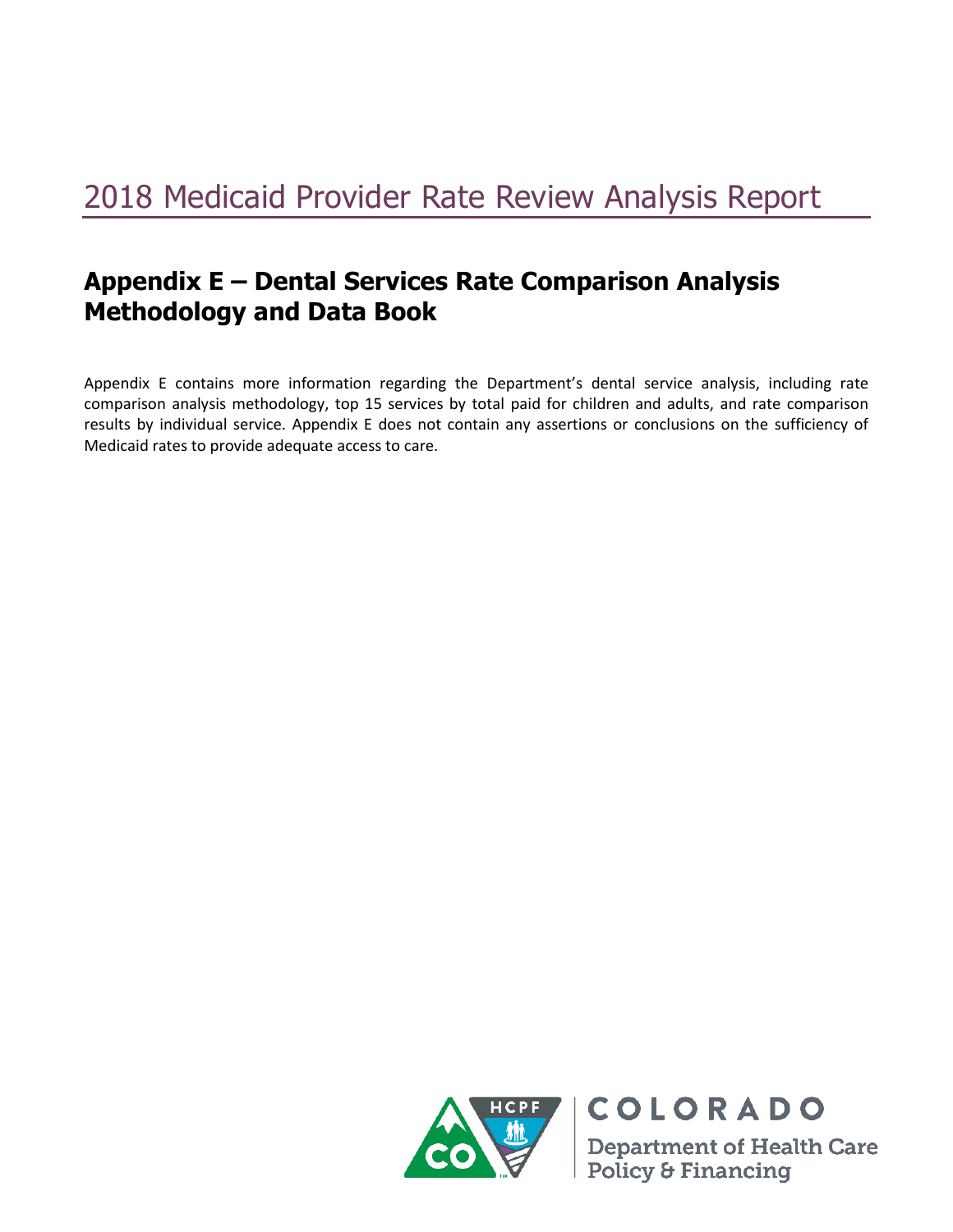# 2018 Medicaid Provider Rate Review Analysis Report

## Appendix E – Dental Services Rate Comparison Analysis Methodology and Data Book

Appendix E contains more information regarding the Department's dental service analysis, including rate comparison analysis methodology, top 15 services by total paid for children and adults, and rate comparison results by individual service. Appendix E does not contain any assertions or conclusions on the sufficiency of Medicaid rates to provide adequate access to care.

COLORADO

Department of Health Care Policy & Financing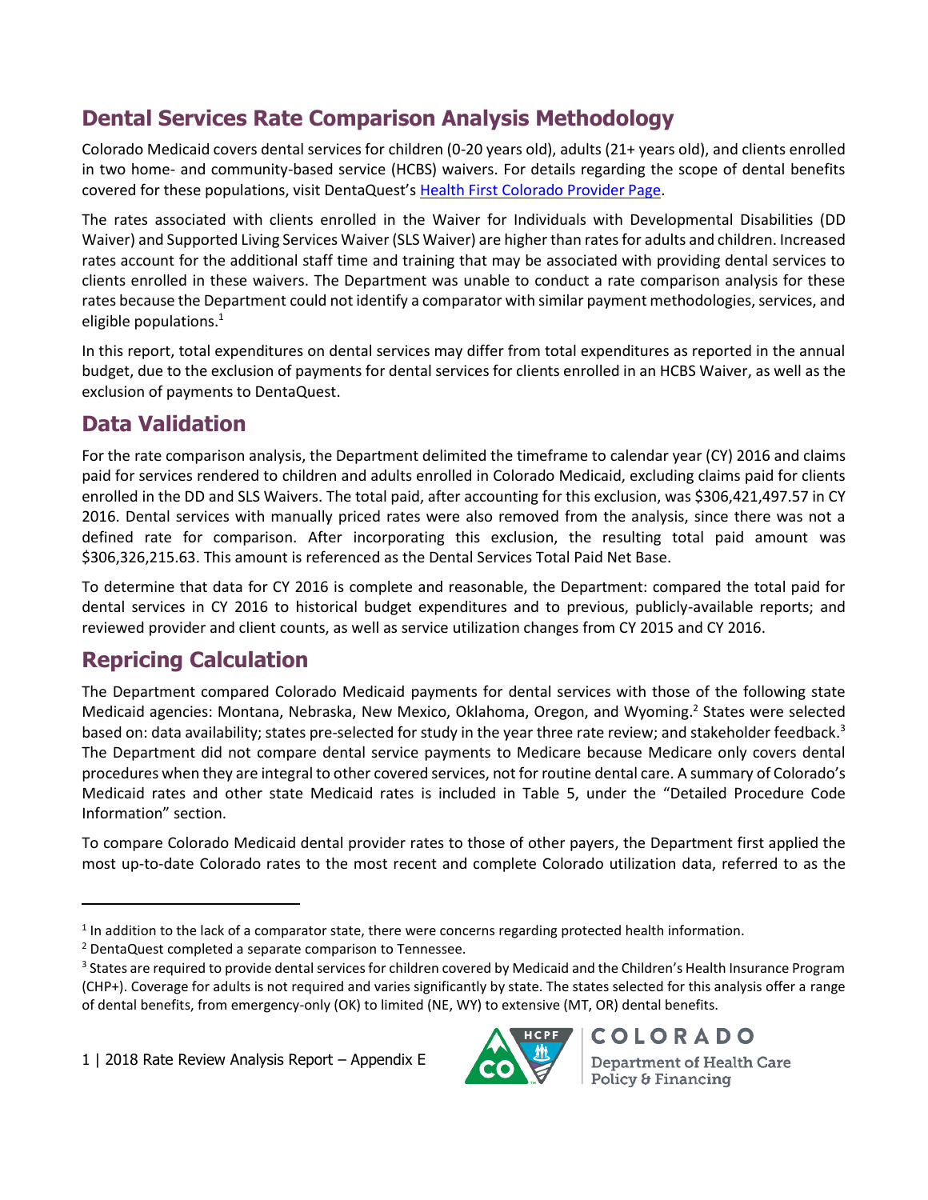## Dental Services Rate Comparison Analysis Methodology

Colorado Medicaid covers dental services for children (0-20 years old), adults (21+ years old), and clients enrolled in two home- and community-based service (HCBS) waivers. For details regarding the scope of dental benefits covered for these populations, visit DentaQuest's Health First Colorado Provider Page.

The rates associated with clients enrolled in the Waiver for Individuals with Developmental Disabilities (DD Waiver) and Supported Living Services Waiver (SLS Waiver) are higher than rates for adults and children. Increased rates account for the additional staff time and training that may be associated with providing dental services to clients enrolled in these waivers. The Department was unable to conduct a rate comparison analysis for these rates because the Department could not identify a comparator with similar payment methodologies, services, and eligible populations.[1]

In this report, total expenditures on dental services may differ from total expenditures as reported in the annual budget, due to the exclusion of payments for dental services for clients enrolled in an HCBS Waiver, as well as the exclusion of payments to DentaQuest.

## Data Validation

For the rate comparison analysis, the Department delimited the timeframe to calendar year (CY) 2016 and claims paid for services rendered to children and adults enrolled in Colorado Medicaid, excluding claims paid for clients enrolled in the DD and SLS Waivers. The total paid, after accounting for this exclusion, was $306,421,497.57 in CY 2016. Dental services with manually priced rates were also removed from the analysis, since there was not a defined rate for comparison. After incorporating this exclusion, the resulting total paid amount was $306,326,215.63. This amount is referenced as the Dental Services Total Paid Net Base.

To determine that data for CY 2016 is complete and reasonable, the Department: compared the total paid for dental services in CY 2016 to historical budget expenditures and to previous, publicly-available reports; and reviewed provider and client counts, as well as service utilization changes from CY 2015 and CY 2016.

## Repricing Calculation

The Department compared Colorado Medicaid payments for dental services with those of the following state Medicaid agencies: Montana, Nebraska, New Mexico, Oklahoma, Oregon, and Wyoming.[2] States were selected based on: data availability; states pre-selected for study in the year three rate review; and stakeholder feedback.[3] The Department did not compare dental service payments to Medicare because Medicare only covers dental procedures when they are integral to other covered services, not for routine dental care. A summary of Colorado's Medicaid rates and other state Medicaid rates is included in Table 5, under the "Detailed Procedure Code Information" section.

To compare Colorado Medicaid dental provider rates to those of other payers, the Department first applied the most up-to-date Colorado rates to the most recent and complete Colorado utilization data, referred to as the

---

[1] In addition to the lack of a comparator state, there were concerns regarding protected health information.

[2] DentaQuest completed a separate comparison to Tennessee.

[3] States are required to provide dental services for children covered by Medicaid and the Children's Health Insurance Program (CHP+). Coverage for adults is not required and varies significantly by state. The states selected for this analysis offer a range of dental benefits, from emergency-only (OK) to limited (NE, WY) to extensive (MT, OR) dental benefits.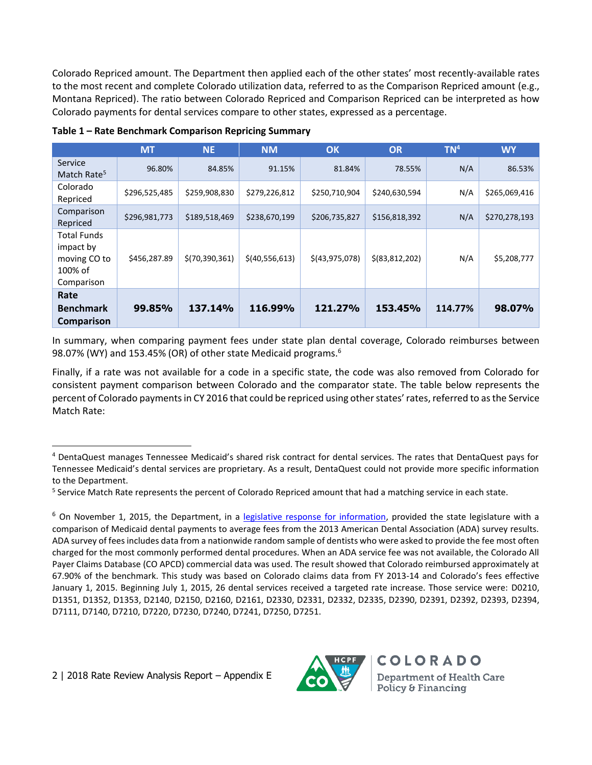Colorado Repriced amount. The Department then applied each of the other states' most recently-available rates to the most recent and complete Colorado utilization data, referred to as the Comparison Repriced amount (e.g., Montana Repriced). The ratio between Colorado Repriced and Comparison Repriced can be interpreted as how Colorado payments for dental services compare to other states, expressed as a percentage.

**Table 1 – Rate Benchmark Comparison Repricing Summary**

| | MT | NE | NM | OK | OR | TN[4] | WY |
|---|---|---|---|---|---|---|---|
| Service Match Rate[5] | 96.80% | 84.85% | 91.15% | 81.84% | 78.55% | N/A | 86.53% |
| Colorado Repriced | $296,525,485 | $259,908,830 | $279,226,812 | $250,710,904 | $240,630,594 | N/A | $265,069,416 |
| Comparison Repriced | $296,981,773 | $189,518,469 | $238,670,199 | $206,735,827 | $156,818,392 | N/A | $270,278,193 |
| Total Funds impact by moving CO to 100% of Comparison | $456,287.89 | $(70,390,361) | $(40,556,613) | $(43,975,078) | $(83,812,202) | N/A | $5,208,777 |
| **Rate Benchmark Comparison** | **99.85%** | **137.14%** | **116.99%** | **121.27%** | **153.45%** | **114.77%** | **98.07%** |

In summary, when comparing payment fees under state plan dental coverage, Colorado reimburses between 98.07% (WY) and 153.45% (OR) of other state Medicaid programs.[6]

Finally, if a rate was not available for a code in a specific state, the code was also removed from Colorado for consistent payment comparison between Colorado and the comparator state. The table below represents the percent of Colorado payments in CY 2016 that could be repriced using other states' rates, referred to as the Service Match Rate:

---

[4] DentaQuest manages Tennessee Medicaid's shared risk contract for dental services. The rates that DentaQuest pays for Tennessee Medicaid's dental services are proprietary. As a result, DentaQuest could not provide more specific information to the Department.

[5] Service Match Rate represents the percent of Colorado Repriced amount that had a matching service in each state.

[6] On November 1, 2015, the Department, in a legislative response for information, provided the state legislature with a comparison of Medicaid dental payments to average fees from the 2013 American Dental Association (ADA) survey results. ADA survey of fees includes data from a nationwide random sample of dentists who were asked to provide the fee most often charged for the most commonly performed dental procedures. When an ADA service fee was not available, the Colorado All Payer Claims Database (CO APCD) commercial data was used. The result showed that Colorado reimbursed approximately at 67.90% of the benchmark. This study was based on Colorado claims data from FY 2013-14 and Colorado's fees effective January 1, 2015. Beginning July 1, 2015, 26 dental services received a targeted rate increase. Those service were: D0210, D1351, D1352, D1353, D2140, D2150, D2160, D2161, D2330, D2331, D2332, D2335, D2390, D2391, D2392, D2393, D2394, D7111, D7140, D7210, D7220, D7230, D7240, D7241, D7250, D7251.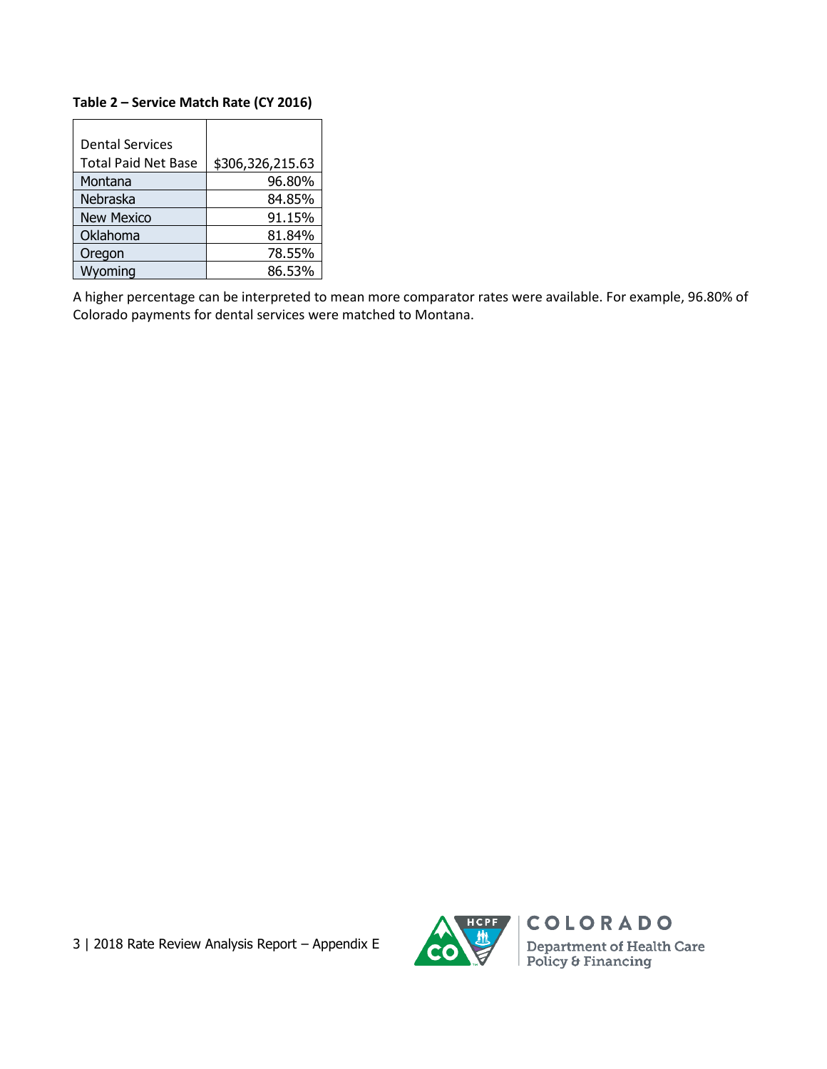**Table 2 – Service Match Rate (CY 2016)**

| Dental Services Total Paid Net Base | $306,326,215.63 |
|---|---|
| Montana | 96.80% |
| Nebraska | 84.85% |
| New Mexico | 91.15% |
| Oklahoma | 81.84% |
| Oregon | 78.55% |
| Wyoming | 86.53% |

A higher percentage can be interpreted to mean more comparator rates were available. For example, 96.80% of Colorado payments for dental services were matched to Montana.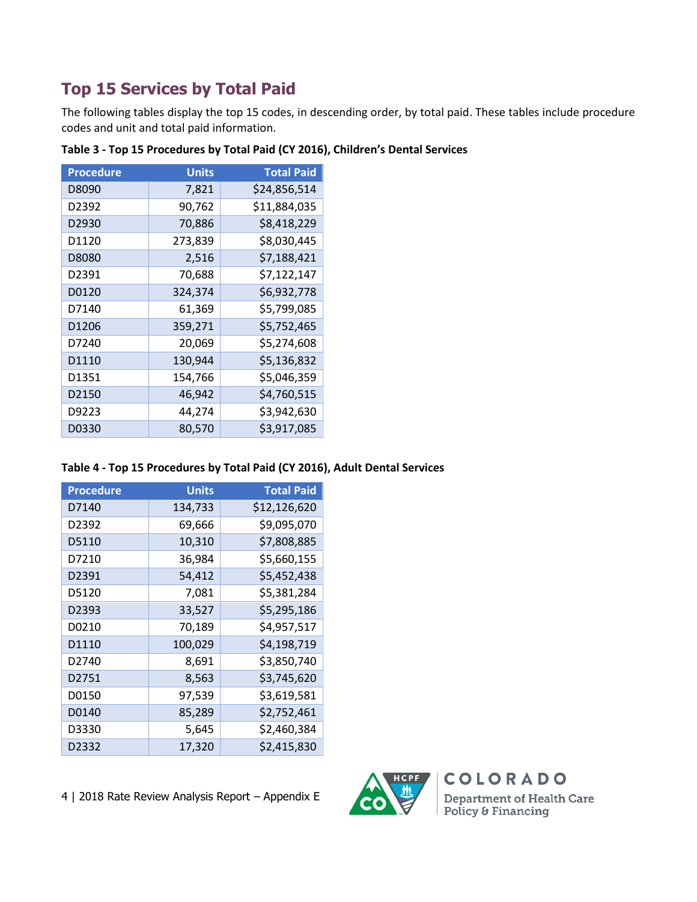## Top 15 Services by Total Paid

The following tables display the top 15 codes, in descending order, by total paid. These tables include procedure codes and unit and total paid information.

**Table 3 - Top 15 Procedures by Total Paid (CY 2016), Children's Dental Services**

| Procedure | Units | Total Paid |
|---|---:|---:|
| D8090 | 7,821 | $24,856,514 |
| D2392 | 90,762 | $11,884,035 |
| D2930 | 70,886 | $8,418,229 |
| D1120 | 273,839 | $8,030,445 |
| D8080 | 2,516 | $7,188,421 |
| D2391 | 70,688 | $7,122,147 |
| D0120 | 324,374 | $6,932,778 |
| D7140 | 61,369 | $5,799,085 |
| D1206 | 359,271 | $5,752,465 |
| D7240 | 20,069 | $5,274,608 |
| D1110 | 130,944 | $5,136,832 |
| D1351 | 154,766 | $5,046,359 |
| D2150 | 46,942 | $4,760,515 |
| D9223 | 44,274 | $3,942,630 |
| D0330 | 80,570 | $3,917,085 |

**Table 4 - Top 15 Procedures by Total Paid (CY 2016), Adult Dental Services**

| Procedure | Units | Total Paid |
|---|---:|---:|
| D7140 | 134,733 | $12,126,620 |
| D2392 | 69,666 | $9,095,070 |
| D5110 | 10,310 | $7,808,885 |
| D7210 | 36,984 | $5,660,155 |
| D2391 | 54,412 | $5,452,438 |
| D5120 | 7,081 | $5,381,284 |
| D2393 | 33,527 | $5,295,186 |
| D0210 | 70,189 | $4,957,517 |
| D1110 | 100,029 | $4,198,719 |
| D2740 | 8,691 | $3,850,740 |
| D2751 | 8,563 | $3,745,620 |
| D0150 | 97,539 | $3,619,581 |
| D0140 | 85,289 | $2,752,461 |
| D3330 | 5,645 | $2,460,384 |
| D2332 | 17,320 | $2,415,830 |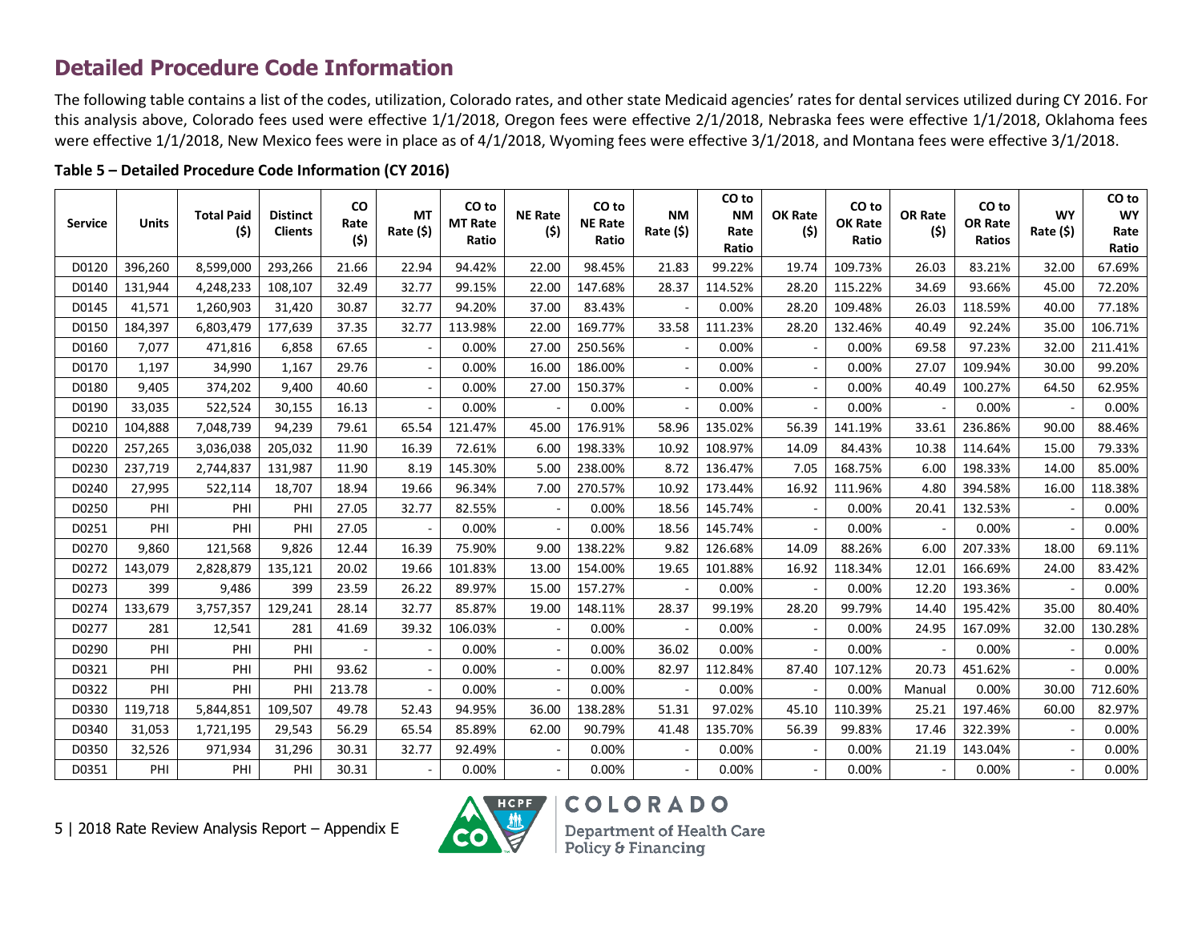## Detailed Procedure Code Information

The following table contains a list of the codes, utilization, Colorado rates, and other state Medicaid agencies' rates for dental services utilized during CY 2016. For this analysis above, Colorado fees used were effective 1/1/2018, Oregon fees were effective 2/1/2018, Nebraska fees were effective 1/1/2018, Oklahoma fees were effective 1/1/2018, New Mexico fees were in place as of 4/1/2018, Wyoming fees were effective 3/1/2018, and Montana fees were effective 3/1/2018.

**Table 5 – Detailed Procedure Code Information (CY 2016)**

| Service | Units | Total Paid ($) | Distinct Clients | CO Rate ($) | MT Rate ($) | CO to MT Rate Ratio | NE Rate ($) | CO to NE Rate Ratio | NM Rate ($) | CO to NM Rate Ratio | OK Rate ($) | CO to OK Rate Ratio | OR Rate ($) | CO to OR Rate Ratios | WY Rate ($) | CO to WY Rate Ratio |
|---|---|---|---|---|---|---|---|---|---|---|---|---|---|---|---|---|
| D0120 | 396,260 | 8,599,000 | 293,266 | 21.66 | 22.94 | 94.42% | 22.00 | 98.45% | 21.83 | 99.22% | 19.74 | 109.73% | 26.03 | 83.21% | 32.00 | 67.69% |
| D0140 | 131,944 | 4,248,233 | 108,107 | 32.49 | 32.77 | 99.15% | 22.00 | 147.68% | 28.37 | 114.52% | 28.20 | 115.22% | 34.69 | 93.66% | 45.00 | 72.20% |
| D0145 | 41,571 | 1,260,903 | 31,420 | 30.87 | 32.77 | 94.20% | 37.00 | 83.43% | - | 0.00% | 28.20 | 109.48% | 26.03 | 118.59% | 40.00 | 77.18% |
| D0150 | 184,397 | 6,803,479 | 177,639 | 37.35 | 32.77 | 113.98% | 22.00 | 169.77% | 33.58 | 111.23% | 28.20 | 132.46% | 40.49 | 92.24% | 35.00 | 106.71% |
| D0160 | 7,077 | 471,816 | 6,858 | 67.65 | - | 0.00% | 27.00 | 250.56% | - | 0.00% | - | 0.00% | 69.58 | 97.23% | 32.00 | 211.41% |
| D0170 | 1,197 | 34,990 | 1,167 | 29.76 | - | 0.00% | 16.00 | 186.00% | - | 0.00% | - | 0.00% | 27.07 | 109.94% | 30.00 | 99.20% |
| D0180 | 9,405 | 374,202 | 9,400 | 40.60 | - | 0.00% | 27.00 | 150.37% | - | 0.00% | - | 0.00% | 40.49 | 100.27% | 64.50 | 62.95% |
| D0190 | 33,035 | 522,524 | 30,155 | 16.13 | - | 0.00% | - | 0.00% | - | 0.00% | - | 0.00% | - | 0.00% | - | 0.00% |
| D0210 | 104,888 | 7,048,739 | 94,239 | 79.61 | 65.54 | 121.47% | 45.00 | 176.91% | 58.96 | 135.02% | 56.39 | 141.19% | 33.61 | 236.86% | 90.00 | 88.46% |
| D0220 | 257,265 | 3,036,038 | 205,032 | 11.90 | 16.39 | 72.61% | 6.00 | 198.33% | 10.92 | 108.97% | 14.09 | 84.43% | 10.38 | 114.64% | 15.00 | 79.33% |
| D0230 | 237,719 | 2,744,837 | 131,987 | 11.90 | 8.19 | 145.30% | 5.00 | 238.00% | 8.72 | 136.47% | 7.05 | 168.75% | 6.00 | 198.33% | 14.00 | 85.00% |
| D0240 | 27,995 | 522,114 | 18,707 | 18.94 | 19.66 | 96.34% | 7.00 | 270.57% | 10.92 | 173.44% | 16.92 | 111.96% | 4.80 | 394.58% | 16.00 | 118.38% |
| D0250 | PHI | PHI | PHI | 27.05 | 32.77 | 82.55% | - | 0.00% | 18.56 | 145.74% | - | 0.00% | 20.41 | 132.53% | - | 0.00% |
| D0251 | PHI | PHI | PHI | 27.05 | - | 0.00% | - | 0.00% | 18.56 | 145.74% | - | 0.00% | - | 0.00% | - | 0.00% |
| D0270 | 9,860 | 121,568 | 9,826 | 12.44 | 16.39 | 75.90% | 9.00 | 138.22% | 9.82 | 126.68% | 14.09 | 88.26% | 6.00 | 207.33% | 18.00 | 69.11% |
| D0272 | 143,079 | 2,828,879 | 135,121 | 20.02 | 19.66 | 101.83% | 13.00 | 154.00% | 19.65 | 101.88% | 16.92 | 118.34% | 12.01 | 166.69% | 24.00 | 83.42% |
| D0273 | 399 | 9,486 | 399 | 23.59 | 26.22 | 89.97% | 15.00 | 157.27% | - | 0.00% | - | 0.00% | 12.20 | 193.36% | - | 0.00% |
| D0274 | 133,679 | 3,757,357 | 129,241 | 28.14 | 32.77 | 85.87% | 19.00 | 148.11% | 28.37 | 99.19% | 28.20 | 99.79% | 14.40 | 195.42% | 35.00 | 80.40% |
| D0277 | 281 | 12,541 | 281 | 41.69 | 39.32 | 106.03% | - | 0.00% | - | 0.00% | - | 0.00% | 24.95 | 167.09% | 32.00 | 130.28% |
| D0290 | PHI | PHI | PHI | - | - | 0.00% | - | 0.00% | 36.02 | 0.00% | - | 0.00% | - | 0.00% | - | 0.00% |
| D0321 | PHI | PHI | PHI | 93.62 | - | 0.00% | - | 0.00% | 82.97 | 112.84% | 87.40 | 107.12% | 20.73 | 451.62% | - | 0.00% |
| D0322 | PHI | PHI | PHI | 213.78 | - | 0.00% | - | 0.00% | - | 0.00% | - | 0.00% | Manual | 0.00% | 30.00 | 712.60% |
| D0330 | 119,718 | 5,844,851 | 109,507 | 49.78 | 52.43 | 94.95% | 36.00 | 138.28% | 51.31 | 97.02% | 45.10 | 110.39% | 25.21 | 197.46% | 60.00 | 82.97% |
| D0340 | 31,053 | 1,721,195 | 29,543 | 56.29 | 65.54 | 85.89% | 62.00 | 90.79% | 41.48 | 135.70% | 56.39 | 99.83% | 17.46 | 322.39% | - | 0.00% |
| D0350 | 32,526 | 971,934 | 31,296 | 30.31 | 32.77 | 92.49% | - | 0.00% | - | 0.00% | - | 0.00% | 21.19 | 143.04% | - | 0.00% |
| D0351 | PHI | PHI | PHI | 30.31 | - | 0.00% | - | 0.00% | - | 0.00% | - | 0.00% | - | 0.00% | - | 0.00% |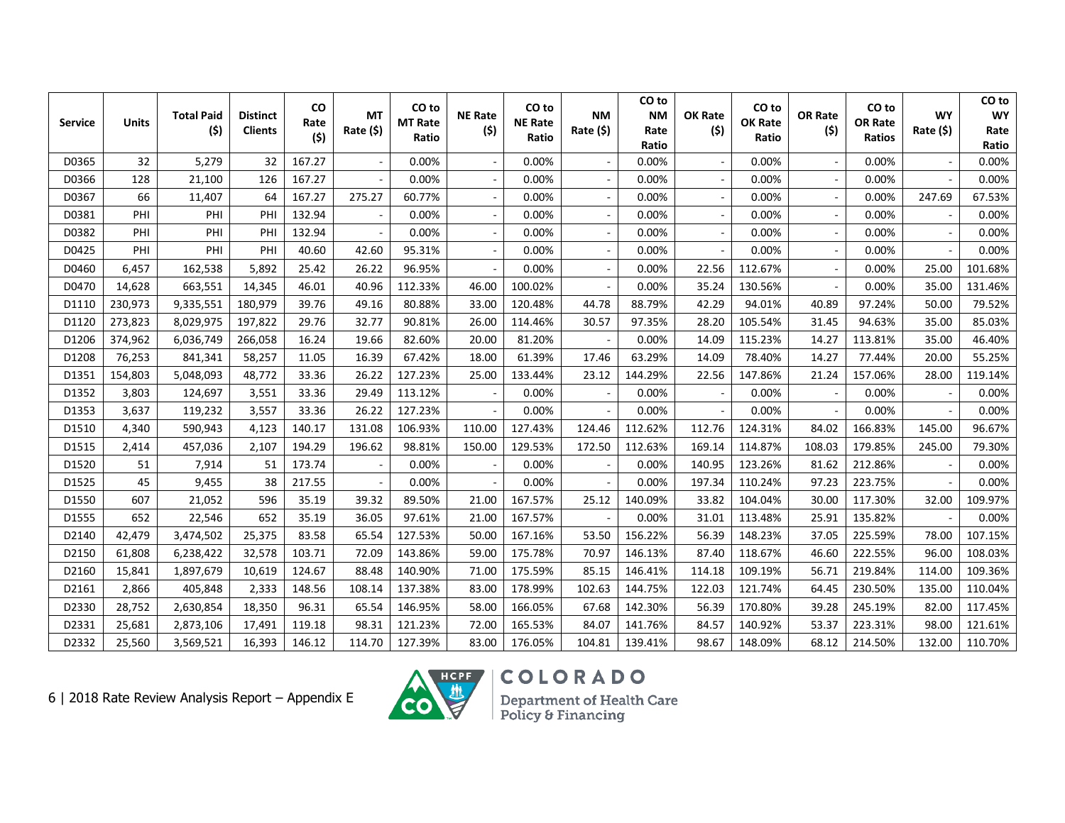| Service | Units | Total Paid ($) | Distinct Clients | CO Rate ($) | MT Rate ($) | CO to MT Rate Ratio | NE Rate ($) | CO to NE Rate Ratio | NM Rate ($) | CO to NM Rate Ratio | OK Rate ($) | CO to OK Rate Ratio | OR Rate ($) | CO to OR Rate Ratios | WY Rate ($) | CO to WY Rate Ratio |
|---|---|---|---|---|---|---|---|---|---|---|---|---|---|---|---|---|
| D0365 | 32 | 5,279 | 32 | 167.27 | - | 0.00% | - | 0.00% | - | 0.00% | - | 0.00% | - | 0.00% | - | 0.00% |
| D0366 | 128 | 21,100 | 126 | 167.27 | - | 0.00% | - | 0.00% | - | 0.00% | - | 0.00% | - | 0.00% | - | 0.00% |
| D0367 | 66 | 11,407 | 64 | 167.27 | 275.27 | 60.77% | - | 0.00% | - | 0.00% | - | 0.00% | - | 0.00% | 247.69 | 67.53% |
| D0381 | PHI | PHI | PHI | 132.94 | - | 0.00% | - | 0.00% | - | 0.00% | - | 0.00% | - | 0.00% | - | 0.00% |
| D0382 | PHI | PHI | PHI | 132.94 | - | 0.00% | - | 0.00% | - | 0.00% | - | 0.00% | - | 0.00% | - | 0.00% |
| D0425 | PHI | PHI | PHI | 40.60 | 42.60 | 95.31% | - | 0.00% | - | 0.00% | - | 0.00% | - | 0.00% | - | 0.00% |
| D0460 | 6,457 | 162,538 | 5,892 | 25.42 | 26.22 | 96.95% | - | 0.00% | - | 0.00% | 22.56 | 112.67% | - | 0.00% | 25.00 | 101.68% |
| D0470 | 14,628 | 663,551 | 14,345 | 46.01 | 40.96 | 112.33% | 46.00 | 100.02% | - | 0.00% | 35.24 | 130.56% | - | 0.00% | 35.00 | 131.46% |
| D1110 | 230,973 | 9,335,551 | 180,979 | 39.76 | 49.16 | 80.88% | 33.00 | 120.48% | 44.78 | 88.79% | 42.29 | 94.01% | 40.89 | 97.24% | 50.00 | 79.52% |
| D1120 | 273,823 | 8,029,975 | 197,822 | 29.76 | 32.77 | 90.81% | 26.00 | 114.46% | 30.57 | 97.35% | 28.20 | 105.54% | 31.45 | 94.63% | 35.00 | 85.03% |
| D1206 | 374,962 | 6,036,749 | 266,058 | 16.24 | 19.66 | 82.60% | 20.00 | 81.20% | - | 0.00% | 14.09 | 115.23% | 14.27 | 113.81% | 35.00 | 46.40% |
| D1208 | 76,253 | 841,341 | 58,257 | 11.05 | 16.39 | 67.42% | 18.00 | 61.39% | 17.46 | 63.29% | 14.09 | 78.40% | 14.27 | 77.44% | 20.00 | 55.25% |
| D1351 | 154,803 | 5,048,093 | 48,772 | 33.36 | 26.22 | 127.23% | 25.00 | 133.44% | 23.12 | 144.29% | 22.56 | 147.86% | 21.24 | 157.06% | 28.00 | 119.14% |
| D1352 | 3,803 | 124,697 | 3,551 | 33.36 | 29.49 | 113.12% | - | 0.00% | - | 0.00% | - | 0.00% | - | 0.00% | - | 0.00% |
| D1353 | 3,637 | 119,232 | 3,557 | 33.36 | 26.22 | 127.23% | - | 0.00% | - | 0.00% | - | 0.00% | - | 0.00% | - | 0.00% |
| D1510 | 4,340 | 590,943 | 4,123 | 140.17 | 131.08 | 106.93% | 110.00 | 127.43% | 124.46 | 112.62% | 112.76 | 124.31% | 84.02 | 166.83% | 145.00 | 96.67% |
| D1515 | 2,414 | 457,036 | 2,107 | 194.29 | 196.62 | 98.81% | 150.00 | 129.53% | 172.50 | 112.63% | 169.14 | 114.87% | 108.03 | 179.85% | 245.00 | 79.30% |
| D1520 | 51 | 7,914 | 51 | 173.74 | - | 0.00% | - | 0.00% | - | 0.00% | 140.95 | 123.26% | 81.62 | 212.86% | - | 0.00% |
| D1525 | 45 | 9,455 | 38 | 217.55 | - | 0.00% | - | 0.00% | - | 0.00% | 197.34 | 110.24% | 97.23 | 223.75% | - | 0.00% |
| D1550 | 607 | 21,052 | 596 | 35.19 | 39.32 | 89.50% | 21.00 | 167.57% | 25.12 | 140.09% | 33.82 | 104.04% | 30.00 | 117.30% | 32.00 | 109.97% |
| D1555 | 652 | 22,546 | 652 | 35.19 | 36.05 | 97.61% | 21.00 | 167.57% | - | 0.00% | 31.01 | 113.48% | 25.91 | 135.82% | - | 0.00% |
| D2140 | 42,479 | 3,474,502 | 25,375 | 83.58 | 65.54 | 127.53% | 50.00 | 167.16% | 53.50 | 156.22% | 56.39 | 148.23% | 37.05 | 225.59% | 78.00 | 107.15% |
| D2150 | 61,808 | 6,238,422 | 32,578 | 103.71 | 72.09 | 143.86% | 59.00 | 175.78% | 70.97 | 146.13% | 87.40 | 118.67% | 46.60 | 222.55% | 96.00 | 108.03% |
| D2160 | 15,841 | 1,897,679 | 10,619 | 124.67 | 88.48 | 140.90% | 71.00 | 175.59% | 85.15 | 146.41% | 114.18 | 109.19% | 56.71 | 219.84% | 114.00 | 109.36% |
| D2161 | 2,866 | 405,848 | 2,333 | 148.56 | 108.14 | 137.38% | 83.00 | 178.99% | 102.63 | 144.75% | 122.03 | 121.74% | 64.45 | 230.50% | 135.00 | 110.04% |
| D2330 | 28,752 | 2,630,854 | 18,350 | 96.31 | 65.54 | 146.95% | 58.00 | 166.05% | 67.68 | 142.30% | 56.39 | 170.80% | 39.28 | 245.19% | 82.00 | 117.45% |
| D2331 | 25,681 | 2,873,106 | 17,491 | 119.18 | 98.31 | 121.23% | 72.00 | 165.53% | 84.07 | 141.76% | 84.57 | 140.92% | 53.37 | 223.31% | 98.00 | 121.61% |
| D2332 | 25,560 | 3,569,521 | 16,393 | 146.12 | 114.70 | 127.39% | 83.00 | 176.05% | 104.81 | 139.41% | 98.67 | 148.09% | 68.12 | 214.50% | 132.00 | 110.70% |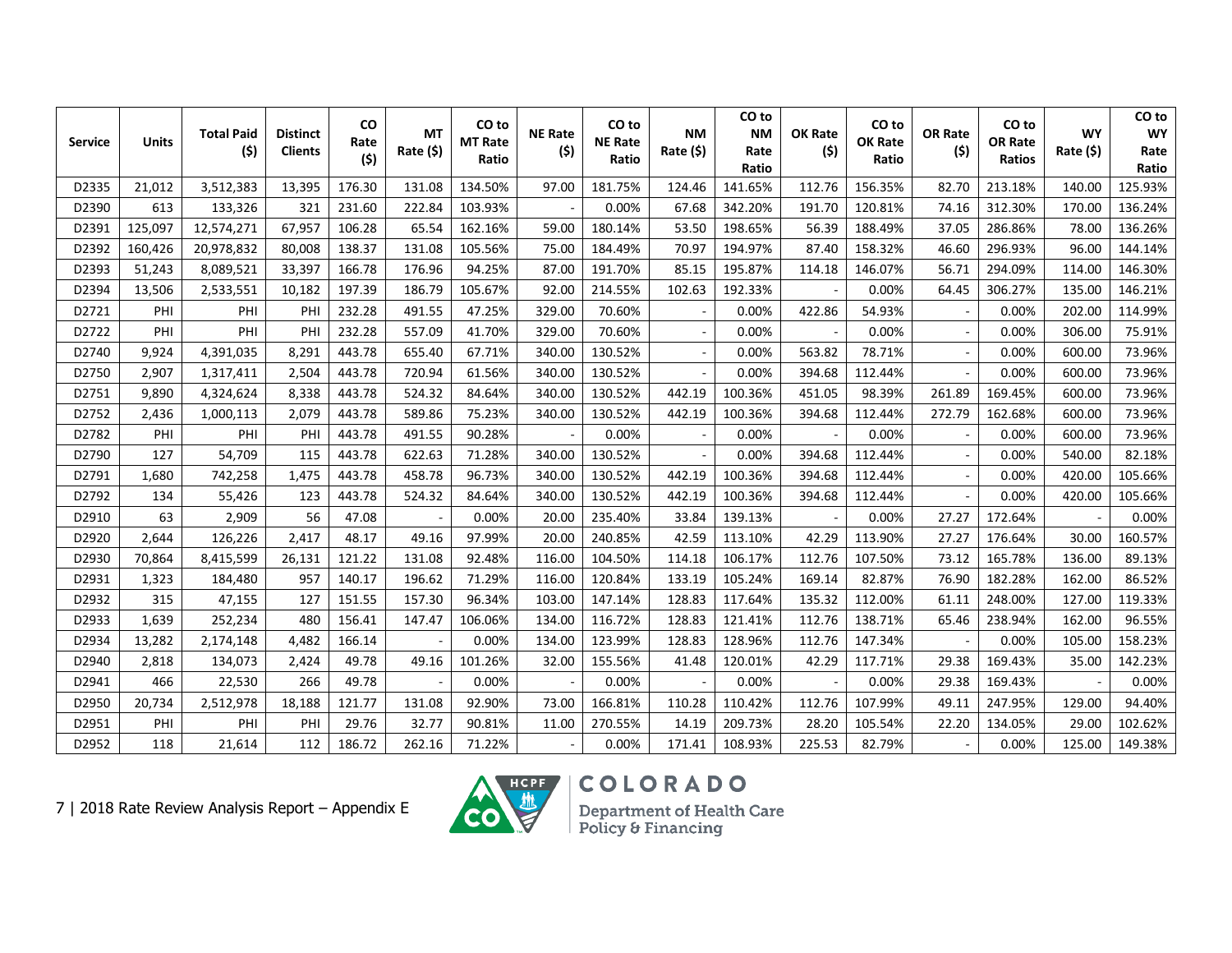| Service | Units | Total Paid ($) | Distinct Clients | CO Rate ($) | MT Rate ($) | CO to MT Rate Ratio | NE Rate ($) | CO to NE Rate Ratio | NM Rate ($) | CO to NM Rate Ratio | OK Rate ($) | CO to OK Rate Ratio | OR Rate ($) | CO to OR Rate Ratios | WY Rate ($) | CO to WY Rate Ratio |
|---|---|---|---|---|---|---|---|---|---|---|---|---|---|---|---|---|
| D2335 | 21,012 | 3,512,383 | 13,395 | 176.30 | 131.08 | 134.50% | 97.00 | 181.75% | 124.46 | 141.65% | 112.76 | 156.35% | 82.70 | 213.18% | 140.00 | 125.93% |
| D2390 | 613 | 133,326 | 321 | 231.60 | 222.84 | 103.93% | - | 0.00% | 67.68 | 342.20% | 191.70 | 120.81% | 74.16 | 312.30% | 170.00 | 136.24% |
| D2391 | 125,097 | 12,574,271 | 67,957 | 106.28 | 65.54 | 162.16% | 59.00 | 180.14% | 53.50 | 198.65% | 56.39 | 188.49% | 37.05 | 286.86% | 78.00 | 136.26% |
| D2392 | 160,426 | 20,978,832 | 80,008 | 138.37 | 131.08 | 105.56% | 75.00 | 184.49% | 70.97 | 194.97% | 87.40 | 158.32% | 46.60 | 296.93% | 96.00 | 144.14% |
| D2393 | 51,243 | 8,089,521 | 33,397 | 166.78 | 176.96 | 94.25% | 87.00 | 191.70% | 85.15 | 195.87% | 114.18 | 146.07% | 56.71 | 294.09% | 114.00 | 146.30% |
| D2394 | 13,506 | 2,533,551 | 10,182 | 197.39 | 186.79 | 105.67% | 92.00 | 214.55% | 102.63 | 192.33% | - | 0.00% | 64.45 | 306.27% | 135.00 | 146.21% |
| D2721 | PHI | PHI | PHI | 232.28 | 491.55 | 47.25% | 329.00 | 70.60% | - | 0.00% | 422.86 | 54.93% | - | 0.00% | 202.00 | 114.99% |
| D2722 | PHI | PHI | PHI | 232.28 | 557.09 | 41.70% | 329.00 | 70.60% | - | 0.00% | - | 0.00% | - | 0.00% | 306.00 | 75.91% |
| D2740 | 9,924 | 4,391,035 | 8,291 | 443.78 | 655.40 | 67.71% | 340.00 | 130.52% | - | 0.00% | 563.82 | 78.71% | - | 0.00% | 600.00 | 73.96% |
| D2750 | 2,907 | 1,317,411 | 2,504 | 443.78 | 720.94 | 61.56% | 340.00 | 130.52% | - | 0.00% | 394.68 | 112.44% | - | 0.00% | 600.00 | 73.96% |
| D2751 | 9,890 | 4,324,624 | 8,338 | 443.78 | 524.32 | 84.64% | 340.00 | 130.52% | 442.19 | 100.36% | 451.05 | 98.39% | 261.89 | 169.45% | 600.00 | 73.96% |
| D2752 | 2,436 | 1,000,113 | 2,079 | 443.78 | 589.86 | 75.23% | 340.00 | 130.52% | 442.19 | 100.36% | 394.68 | 112.44% | 272.79 | 162.68% | 600.00 | 73.96% |
| D2782 | PHI | PHI | PHI | 443.78 | 491.55 | 90.28% | - | 0.00% | - | 0.00% | - | 0.00% | - | 0.00% | 600.00 | 73.96% |
| D2790 | 127 | 54,709 | 115 | 443.78 | 622.63 | 71.28% | 340.00 | 130.52% | - | 0.00% | 394.68 | 112.44% | - | 0.00% | 540.00 | 82.18% |
| D2791 | 1,680 | 742,258 | 1,475 | 443.78 | 458.78 | 96.73% | 340.00 | 130.52% | 442.19 | 100.36% | 394.68 | 112.44% | - | 0.00% | 420.00 | 105.66% |
| D2792 | 134 | 55,426 | 123 | 443.78 | 524.32 | 84.64% | 340.00 | 130.52% | 442.19 | 100.36% | 394.68 | 112.44% | - | 0.00% | 420.00 | 105.66% |
| D2910 | 63 | 2,909 | 56 | 47.08 | - | 0.00% | 20.00 | 235.40% | 33.84 | 139.13% | - | 0.00% | 27.27 | 172.64% | - | 0.00% |
| D2920 | 2,644 | 126,226 | 2,417 | 48.17 | 49.16 | 97.99% | 20.00 | 240.85% | 42.59 | 113.10% | 42.29 | 113.90% | 27.27 | 176.64% | 30.00 | 160.57% |
| D2930 | 70,864 | 8,415,599 | 26,131 | 121.22 | 131.08 | 92.48% | 116.00 | 104.50% | 114.18 | 106.17% | 112.76 | 107.50% | 73.12 | 165.78% | 136.00 | 89.13% |
| D2931 | 1,323 | 184,480 | 957 | 140.17 | 196.62 | 71.29% | 116.00 | 120.84% | 133.19 | 105.24% | 169.14 | 82.87% | 76.90 | 182.28% | 162.00 | 86.52% |
| D2932 | 315 | 47,155 | 127 | 151.55 | 157.30 | 96.34% | 103.00 | 147.14% | 128.83 | 117.64% | 135.32 | 112.00% | 61.11 | 248.00% | 127.00 | 119.33% |
| D2933 | 1,639 | 252,234 | 480 | 156.41 | 147.47 | 106.06% | 134.00 | 116.72% | 128.83 | 121.41% | 112.76 | 138.71% | 65.46 | 238.94% | 162.00 | 96.55% |
| D2934 | 13,282 | 2,174,148 | 4,482 | 166.14 | - | 0.00% | 134.00 | 123.99% | 128.83 | 128.96% | 112.76 | 147.34% | - | 0.00% | 105.00 | 158.23% |
| D2940 | 2,818 | 134,073 | 2,424 | 49.78 | 49.16 | 101.26% | 32.00 | 155.56% | 41.48 | 120.01% | 42.29 | 117.71% | 29.38 | 169.43% | 35.00 | 142.23% |
| D2941 | 466 | 22,530 | 266 | 49.78 | - | 0.00% | - | 0.00% | - | 0.00% | - | 0.00% | 29.38 | 169.43% | - | 0.00% |
| D2950 | 20,734 | 2,512,978 | 18,188 | 121.77 | 131.08 | 92.90% | 73.00 | 166.81% | 110.28 | 110.42% | 112.76 | 107.99% | 49.11 | 247.95% | 129.00 | 94.40% |
| D2951 | PHI | PHI | PHI | 29.76 | 32.77 | 90.81% | 11.00 | 270.55% | 14.19 | 209.73% | 28.20 | 105.54% | 22.20 | 134.05% | 29.00 | 102.62% |
| D2952 | 118 | 21,614 | 112 | 186.72 | 262.16 | 71.22% | - | 0.00% | 171.41 | 108.93% | 225.53 | 82.79% | - | 0.00% | 125.00 | 149.38% |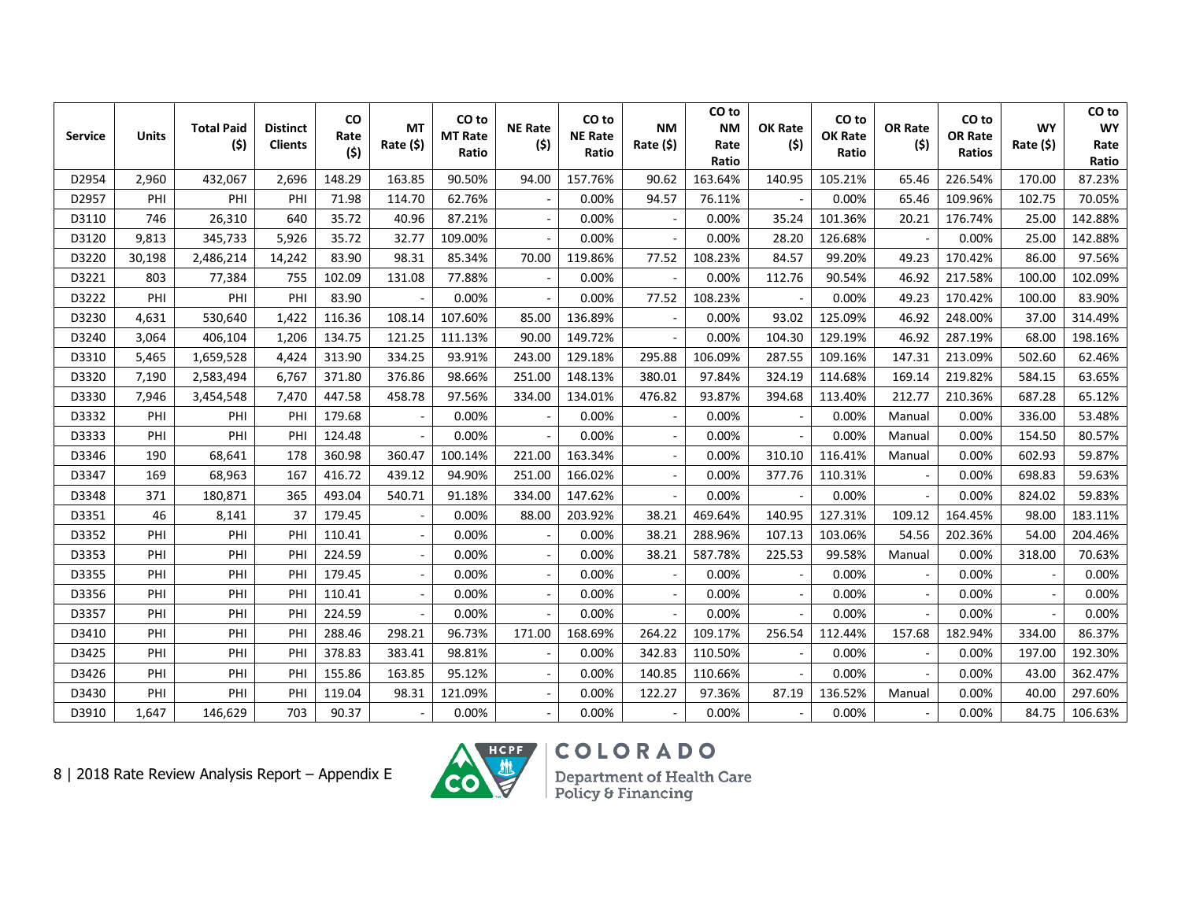| Service | Units | Total Paid ($) | Distinct Clients | CO Rate ($) | MT Rate ($) | CO to MT Rate Ratio | NE Rate ($) | CO to NE Rate Ratio | NM Rate ($) | CO to NM Rate Ratio | OK Rate ($) | CO to OK Rate Ratio | OR Rate ($) | CO to OR Rate Ratios | WY Rate ($) | CO to WY Rate Ratio |
|---|---|---|---|---|---|---|---|---|---|---|---|---|---|---|---|---|
| D2954 | 2,960 | 432,067 | 2,696 | 148.29 | 163.85 | 90.50% | 94.00 | 157.76% | 90.62 | 163.64% | 140.95 | 105.21% | 65.46 | 226.54% | 170.00 | 87.23% |
| D2957 | PHI | PHI | PHI | 71.98 | 114.70 | 62.76% | - | 0.00% | 94.57 | 76.11% | - | 0.00% | 65.46 | 109.96% | 102.75 | 70.05% |
| D3110 | 746 | 26,310 | 640 | 35.72 | 40.96 | 87.21% | - | 0.00% | - | 0.00% | 35.24 | 101.36% | 20.21 | 176.74% | 25.00 | 142.88% |
| D3120 | 9,813 | 345,733 | 5,926 | 35.72 | 32.77 | 109.00% | - | 0.00% | - | 0.00% | 28.20 | 126.68% | - | 0.00% | 25.00 | 142.88% |
| D3220 | 30,198 | 2,486,214 | 14,242 | 83.90 | 98.31 | 85.34% | 70.00 | 119.86% | 77.52 | 108.23% | 84.57 | 99.20% | 49.23 | 170.42% | 86.00 | 97.56% |
| D3221 | 803 | 77,384 | 755 | 102.09 | 131.08 | 77.88% | - | 0.00% | - | 0.00% | 112.76 | 90.54% | 46.92 | 217.58% | 100.00 | 102.09% |
| D3222 | PHI | PHI | PHI | 83.90 | - | 0.00% | - | 0.00% | 77.52 | 108.23% | - | 0.00% | 49.23 | 170.42% | 100.00 | 83.90% |
| D3230 | 4,631 | 530,640 | 1,422 | 116.36 | 108.14 | 107.60% | 85.00 | 136.89% | - | 0.00% | 93.02 | 125.09% | 46.92 | 248.00% | 37.00 | 314.49% |
| D3240 | 3,064 | 406,104 | 1,206 | 134.75 | 121.25 | 111.13% | 90.00 | 149.72% | - | 0.00% | 104.30 | 129.19% | 46.92 | 287.19% | 68.00 | 198.16% |
| D3310 | 5,465 | 1,659,528 | 4,424 | 313.90 | 334.25 | 93.91% | 243.00 | 129.18% | 295.88 | 106.09% | 287.55 | 109.16% | 147.31 | 213.09% | 502.60 | 62.46% |
| D3320 | 7,190 | 2,583,494 | 6,767 | 371.80 | 376.86 | 98.66% | 251.00 | 148.13% | 380.01 | 97.84% | 324.19 | 114.68% | 169.14 | 219.82% | 584.15 | 63.65% |
| D3330 | 7,946 | 3,454,548 | 7,470 | 447.58 | 458.78 | 97.56% | 334.00 | 134.01% | 476.82 | 93.87% | 394.68 | 113.40% | 212.77 | 210.36% | 687.28 | 65.12% |
| D3332 | PHI | PHI | PHI | 179.68 | - | 0.00% | - | 0.00% | - | 0.00% | - | 0.00% | Manual | 0.00% | 336.00 | 53.48% |
| D3333 | PHI | PHI | PHI | 124.48 | - | 0.00% | - | 0.00% | - | 0.00% | - | 0.00% | Manual | 0.00% | 154.50 | 80.57% |
| D3346 | 190 | 68,641 | 178 | 360.98 | 360.47 | 100.14% | 221.00 | 163.34% | - | 0.00% | 310.10 | 116.41% | Manual | 0.00% | 602.93 | 59.87% |
| D3347 | 169 | 68,963 | 167 | 416.72 | 439.12 | 94.90% | 251.00 | 166.02% | - | 0.00% | 377.76 | 110.31% | - | 0.00% | 698.83 | 59.63% |
| D3348 | 371 | 180,871 | 365 | 493.04 | 540.71 | 91.18% | 334.00 | 147.62% | - | 0.00% | - | 0.00% | - | 0.00% | 824.02 | 59.83% |
| D3351 | 46 | 8,141 | 37 | 179.45 | - | 0.00% | 88.00 | 203.92% | 38.21 | 469.64% | 140.95 | 127.31% | 109.12 | 164.45% | 98.00 | 183.11% |
| D3352 | PHI | PHI | PHI | 110.41 | - | 0.00% | - | 0.00% | 38.21 | 288.96% | 107.13 | 103.06% | 54.56 | 202.36% | 54.00 | 204.46% |
| D3353 | PHI | PHI | PHI | 224.59 | - | 0.00% | - | 0.00% | 38.21 | 587.78% | 225.53 | 99.58% | Manual | 0.00% | 318.00 | 70.63% |
| D3355 | PHI | PHI | PHI | 179.45 | - | 0.00% | - | 0.00% | - | 0.00% | - | 0.00% | - | 0.00% | - | 0.00% |
| D3356 | PHI | PHI | PHI | 110.41 | - | 0.00% | - | 0.00% | - | 0.00% | - | 0.00% | - | 0.00% | - | 0.00% |
| D3357 | PHI | PHI | PHI | 224.59 | - | 0.00% | - | 0.00% | - | 0.00% | - | 0.00% | - | 0.00% | - | 0.00% |
| D3410 | PHI | PHI | PHI | 288.46 | 298.21 | 96.73% | 171.00 | 168.69% | 264.22 | 109.17% | 256.54 | 112.44% | 157.68 | 182.94% | 334.00 | 86.37% |
| D3425 | PHI | PHI | PHI | 378.83 | 383.41 | 98.81% | - | 0.00% | 342.83 | 110.50% | - | 0.00% | - | 0.00% | 197.00 | 192.30% |
| D3426 | PHI | PHI | PHI | 155.86 | 163.85 | 95.12% | - | 0.00% | 140.85 | 110.66% | - | 0.00% | - | 0.00% | 43.00 | 362.47% |
| D3430 | PHI | PHI | PHI | 119.04 | 98.31 | 121.09% | - | 0.00% | 122.27 | 97.36% | 87.19 | 136.52% | Manual | 0.00% | 40.00 | 297.60% |
| D3910 | 1,647 | 146,629 | 703 | 90.37 | - | 0.00% | - | 0.00% | - | 0.00% | - | 0.00% | - | 0.00% | 84.75 | 106.63% |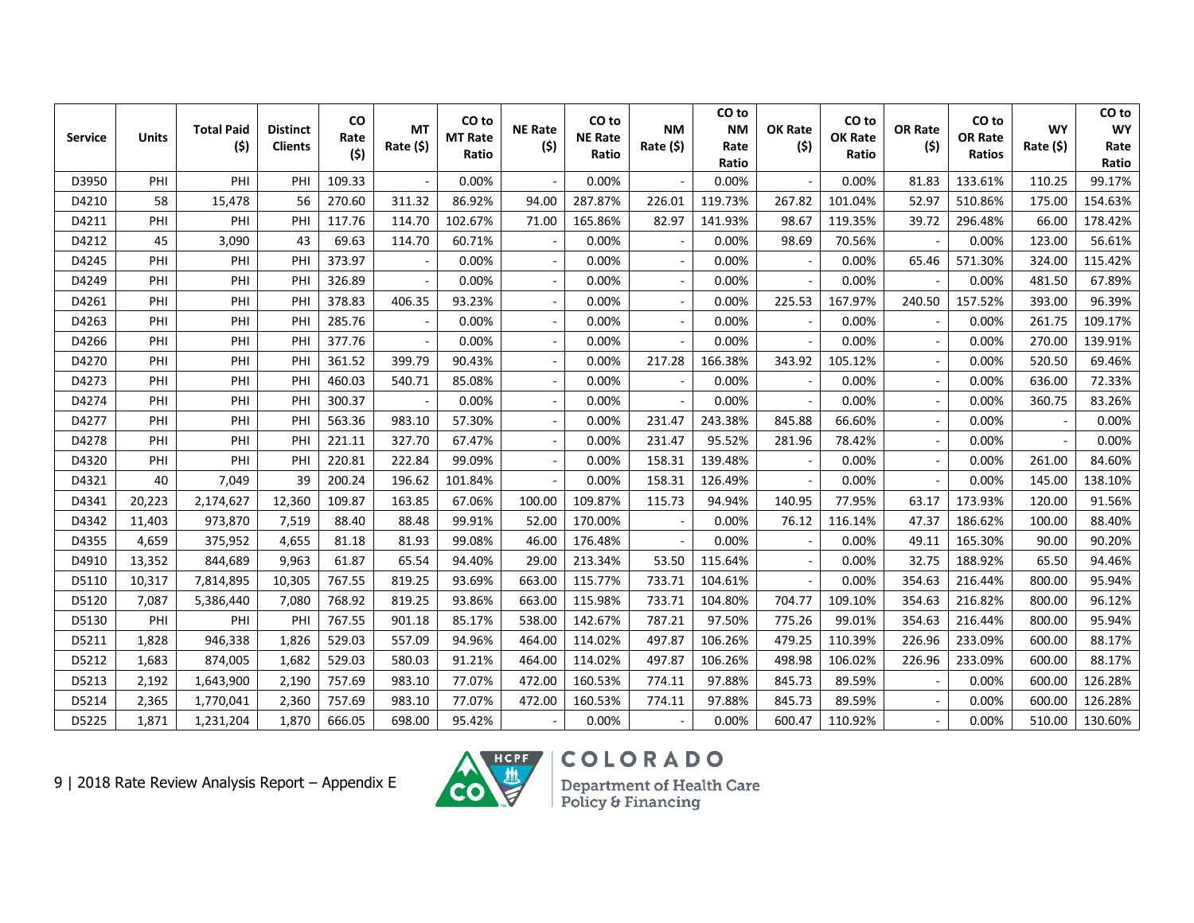| Service | Units | Total Paid ($) | Distinct Clients | CO Rate ($) | MT Rate ($) | CO to MT Rate Ratio | NE Rate ($) | CO to NE Rate Ratio | NM Rate ($) | CO to NM Rate Ratio | OK Rate ($) | CO to OK Rate Ratio | OR Rate ($) | CO to OR Rate Ratios | WY Rate ($) | CO to WY Rate Ratio |
|---|---|---|---|---|---|---|---|---|---|---|---|---|---|---|---|---|
| D3950 | PHI | PHI | PHI | 109.33 | - | 0.00% | - | 0.00% | - | 0.00% | - | 0.00% | 81.83 | 133.61% | 110.25 | 99.17% |
| D4210 | 58 | 15,478 | 56 | 270.60 | 311.32 | 86.92% | 94.00 | 287.87% | 226.01 | 119.73% | 267.82 | 101.04% | 52.97 | 510.86% | 175.00 | 154.63% |
| D4211 | PHI | PHI | PHI | 117.76 | 114.70 | 102.67% | 71.00 | 165.86% | 82.97 | 141.93% | 98.67 | 119.35% | 39.72 | 296.48% | 66.00 | 178.42% |
| D4212 | 45 | 3,090 | 43 | 69.63 | 114.70 | 60.71% | - | 0.00% | - | 0.00% | 98.69 | 70.56% | - | 0.00% | 123.00 | 56.61% |
| D4245 | PHI | PHI | PHI | 373.97 | - | 0.00% | - | 0.00% | - | 0.00% | - | 0.00% | 65.46 | 571.30% | 324.00 | 115.42% |
| D4249 | PHI | PHI | PHI | 326.89 | - | 0.00% | - | 0.00% | - | 0.00% | - | 0.00% | - | 0.00% | 481.50 | 67.89% |
| D4261 | PHI | PHI | PHI | 378.83 | 406.35 | 93.23% | - | 0.00% | - | 0.00% | 225.53 | 167.97% | 240.50 | 157.52% | 393.00 | 96.39% |
| D4263 | PHI | PHI | PHI | 285.76 | - | 0.00% | - | 0.00% | - | 0.00% | - | 0.00% | - | 0.00% | 261.75 | 109.17% |
| D4266 | PHI | PHI | PHI | 377.76 | - | 0.00% | - | 0.00% | - | 0.00% | - | 0.00% | - | 0.00% | 270.00 | 139.91% |
| D4270 | PHI | PHI | PHI | 361.52 | 399.79 | 90.43% | - | 0.00% | 217.28 | 166.38% | 343.92 | 105.12% | - | 0.00% | 520.50 | 69.46% |
| D4273 | PHI | PHI | PHI | 460.03 | 540.71 | 85.08% | - | 0.00% | - | 0.00% | - | 0.00% | - | 0.00% | 636.00 | 72.33% |
| D4274 | PHI | PHI | PHI | 300.37 | - | 0.00% | - | 0.00% | - | 0.00% | - | 0.00% | - | 0.00% | 360.75 | 83.26% |
| D4277 | PHI | PHI | PHI | 563.36 | 983.10 | 57.30% | - | 0.00% | 231.47 | 243.38% | 845.88 | 66.60% | - | 0.00% | - | 0.00% |
| D4278 | PHI | PHI | PHI | 221.11 | 327.70 | 67.47% | - | 0.00% | 231.47 | 95.52% | 281.96 | 78.42% | - | 0.00% | - | 0.00% |
| D4320 | PHI | PHI | PHI | 220.81 | 222.84 | 99.09% | - | 0.00% | 158.31 | 139.48% | - | 0.00% | - | 0.00% | 261.00 | 84.60% |
| D4321 | 40 | 7,049 | 39 | 200.24 | 196.62 | 101.84% | - | 0.00% | 158.31 | 126.49% | - | 0.00% | - | 0.00% | 145.00 | 138.10% |
| D4341 | 20,223 | 2,174,627 | 12,360 | 109.87 | 163.85 | 67.06% | 100.00 | 109.87% | 115.73 | 94.94% | 140.95 | 77.95% | 63.17 | 173.93% | 120.00 | 91.56% |
| D4342 | 11,403 | 973,870 | 7,519 | 88.40 | 88.48 | 99.91% | 52.00 | 170.00% | - | 0.00% | 76.12 | 116.14% | 47.37 | 186.62% | 100.00 | 88.40% |
| D4355 | 4,659 | 375,952 | 4,655 | 81.18 | 81.93 | 99.08% | 46.00 | 176.48% | - | 0.00% | - | 0.00% | 49.11 | 165.30% | 90.00 | 90.20% |
| D4910 | 13,352 | 844,689 | 9,963 | 61.87 | 65.54 | 94.40% | 29.00 | 213.34% | 53.50 | 115.64% | - | 0.00% | 32.75 | 188.92% | 65.50 | 94.46% |
| D5110 | 10,317 | 7,814,895 | 10,305 | 767.55 | 819.25 | 93.69% | 663.00 | 115.77% | 733.71 | 104.61% | - | 0.00% | 354.63 | 216.44% | 800.00 | 95.94% |
| D5120 | 7,087 | 5,386,440 | 7,080 | 768.92 | 819.25 | 93.86% | 663.00 | 115.98% | 733.71 | 104.80% | 704.77 | 109.10% | 354.63 | 216.82% | 800.00 | 96.12% |
| D5130 | PHI | PHI | PHI | 767.55 | 901.18 | 85.17% | 538.00 | 142.67% | 787.21 | 97.50% | 775.26 | 99.01% | 354.63 | 216.44% | 800.00 | 95.94% |
| D5211 | 1,828 | 946,338 | 1,826 | 529.03 | 557.09 | 94.96% | 464.00 | 114.02% | 497.87 | 106.26% | 479.25 | 110.39% | 226.96 | 233.09% | 600.00 | 88.17% |
| D5212 | 1,683 | 874,005 | 1,682 | 529.03 | 580.03 | 91.21% | 464.00 | 114.02% | 497.87 | 106.26% | 498.98 | 106.02% | 226.96 | 233.09% | 600.00 | 88.17% |
| D5213 | 2,192 | 1,643,900 | 2,190 | 757.69 | 983.10 | 77.07% | 472.00 | 160.53% | 774.11 | 97.88% | 845.73 | 89.59% | - | 0.00% | 600.00 | 126.28% |
| D5214 | 2,365 | 1,770,041 | 2,360 | 757.69 | 983.10 | 77.07% | 472.00 | 160.53% | 774.11 | 97.88% | 845.73 | 89.59% | - | 0.00% | 600.00 | 126.28% |
| D5225 | 1,871 | 1,231,204 | 1,870 | 666.05 | 698.00 | 95.42% | - | 0.00% | - | 0.00% | 600.47 | 110.92% | - | 0.00% | 510.00 | 130.60% |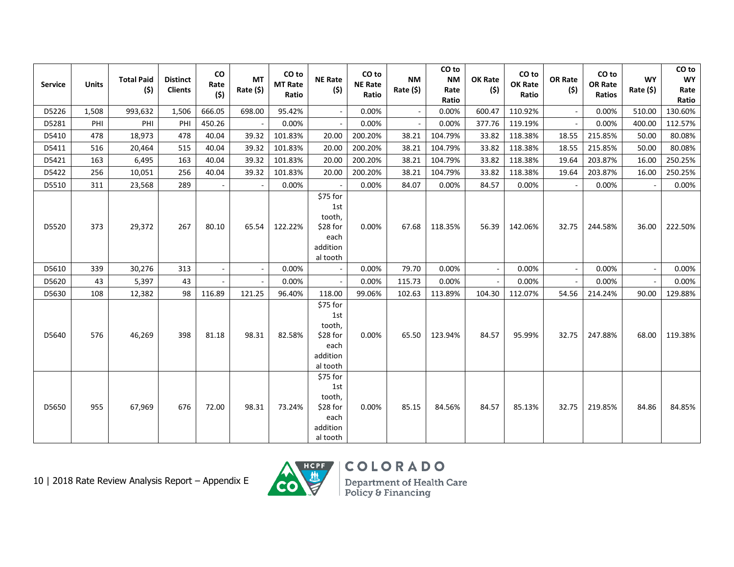| Service | Units | Total Paid ($) | Distinct Clients | CO Rate ($) | MT Rate ($) | CO to MT Rate Ratio | NE Rate ($) | CO to NE Rate Ratio | NM Rate ($) | CO to NM Rate Ratio | OK Rate ($) | CO to OK Rate Ratio | OR Rate ($) | CO to OR Rate Ratios | WY Rate ($) | CO to WY Rate Ratio |
|---|---|---|---|---|---|---|---|---|---|---|---|---|---|---|---|---|
| D5226 | 1,508 | 993,632 | 1,506 | 666.05 | 698.00 | 95.42% | - | 0.00% | - | 0.00% | 600.47 | 110.92% | - | 0.00% | 510.00 | 130.60% |
| D5281 | PHI | PHI | PHI | 450.26 | - | 0.00% | - | 0.00% | - | 0.00% | 377.76 | 119.19% | - | 0.00% | 400.00 | 112.57% |
| D5410 | 478 | 18,973 | 478 | 40.04 | 39.32 | 101.83% | 20.00 | 200.20% | 38.21 | 104.79% | 33.82 | 118.38% | 18.55 | 215.85% | 50.00 | 80.08% |
| D5411 | 516 | 20,464 | 515 | 40.04 | 39.32 | 101.83% | 20.00 | 200.20% | 38.21 | 104.79% | 33.82 | 118.38% | 18.55 | 215.85% | 50.00 | 80.08% |
| D5421 | 163 | 6,495 | 163 | 40.04 | 39.32 | 101.83% | 20.00 | 200.20% | 38.21 | 104.79% | 33.82 | 118.38% | 19.64 | 203.87% | 16.00 | 250.25% |
| D5422 | 256 | 10,051 | 256 | 40.04 | 39.32 | 101.83% | 20.00 | 200.20% | 38.21 | 104.79% | 33.82 | 118.38% | 19.64 | 203.87% | 16.00 | 250.25% |
| D5510 | 311 | 23,568 | 289 | - | - | 0.00% | - | 0.00% | 84.07 | 0.00% | 84.57 | 0.00% | - | 0.00% | - | 0.00% |
| D5520 | 373 | 29,372 | 267 | 80.10 | 65.54 | 122.22% | $75 for 1st tooth, $28 for each additional tooth | 0.00% | 67.68 | 118.35% | 56.39 | 142.06% | 32.75 | 244.58% | 36.00 | 222.50% |
| D5610 | 339 | 30,276 | 313 | - | - | 0.00% | - | 0.00% | 79.70 | 0.00% | - | 0.00% | - | 0.00% | - | 0.00% |
| D5620 | 43 | 5,397 | 43 | - | - | 0.00% | - | 0.00% | 115.73 | 0.00% | - | 0.00% | - | 0.00% | - | 0.00% |
| D5630 | 108 | 12,382 | 98 | 116.89 | 121.25 | 96.40% | 118.00 | 99.06% | 102.63 | 113.89% | 104.30 | 112.07% | 54.56 | 214.24% | 90.00 | 129.88% |
| D5640 | 576 | 46,269 | 398 | 81.18 | 98.31 | 82.58% | $75 for 1st tooth, $28 for each additional tooth | 0.00% | 65.50 | 123.94% | 84.57 | 95.99% | 32.75 | 247.88% | 68.00 | 119.38% |
| D5650 | 955 | 67,969 | 676 | 72.00 | 98.31 | 73.24% | $75 for 1st tooth, $28 for each additional tooth | 0.00% | 85.15 | 84.56% | 84.57 | 85.13% | 32.75 | 219.85% | 84.86 | 84.85% |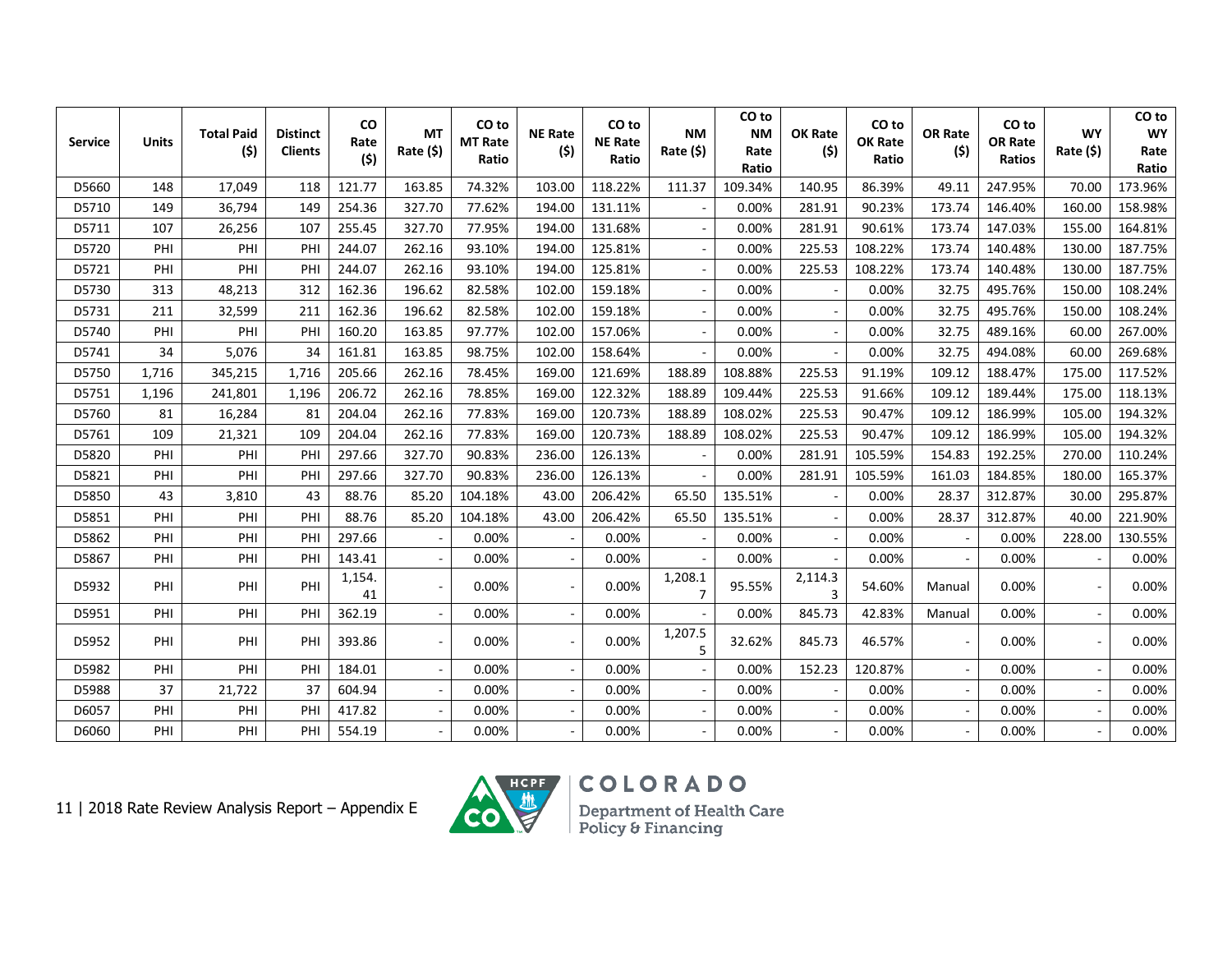| Service | Units | Total Paid ($) | Distinct Clients | CO Rate ($) | MT Rate ($) | CO to MT Rate Ratio | NE Rate ($) | CO to NE Rate Ratio | NM Rate ($) | CO to NM Rate Ratio | OK Rate ($) | CO to OK Rate Ratio | OR Rate ($) | CO to OR Rate Ratios | WY Rate ($) | CO to WY Rate Ratio |
|---|---|---|---|---|---|---|---|---|---|---|---|---|---|---|---|---|
| D5660 | 148 | 17,049 | 118 | 121.77 | 163.85 | 74.32% | 103.00 | 118.22% | 111.37 | 109.34% | 140.95 | 86.39% | 49.11 | 247.95% | 70.00 | 173.96% |
| D5710 | 149 | 36,794 | 149 | 254.36 | 327.70 | 77.62% | 194.00 | 131.11% | - | 0.00% | 281.91 | 90.23% | 173.74 | 146.40% | 160.00 | 158.98% |
| D5711 | 107 | 26,256 | 107 | 255.45 | 327.70 | 77.95% | 194.00 | 131.68% | - | 0.00% | 281.91 | 90.61% | 173.74 | 147.03% | 155.00 | 164.81% |
| D5720 | PHI | PHI | PHI | 244.07 | 262.16 | 93.10% | 194.00 | 125.81% | - | 0.00% | 225.53 | 108.22% | 173.74 | 140.48% | 130.00 | 187.75% |
| D5721 | PHI | PHI | PHI | 244.07 | 262.16 | 93.10% | 194.00 | 125.81% | - | 0.00% | 225.53 | 108.22% | 173.74 | 140.48% | 130.00 | 187.75% |
| D5730 | 313 | 48,213 | 312 | 162.36 | 196.62 | 82.58% | 102.00 | 159.18% | - | 0.00% | - | 0.00% | 32.75 | 495.76% | 150.00 | 108.24% |
| D5731 | 211 | 32,599 | 211 | 162.36 | 196.62 | 82.58% | 102.00 | 159.18% | - | 0.00% | - | 0.00% | 32.75 | 495.76% | 150.00 | 108.24% |
| D5740 | PHI | PHI | PHI | 160.20 | 163.85 | 97.77% | 102.00 | 157.06% | - | 0.00% | - | 0.00% | 32.75 | 489.16% | 60.00 | 267.00% |
| D5741 | 34 | 5,076 | 34 | 161.81 | 163.85 | 98.75% | 102.00 | 158.64% | - | 0.00% | - | 0.00% | 32.75 | 494.08% | 60.00 | 269.68% |
| D5750 | 1,716 | 345,215 | 1,716 | 205.66 | 262.16 | 78.45% | 169.00 | 121.69% | 188.89 | 108.88% | 225.53 | 91.19% | 109.12 | 188.47% | 175.00 | 117.52% |
| D5751 | 1,196 | 241,801 | 1,196 | 206.72 | 262.16 | 78.85% | 169.00 | 122.32% | 188.89 | 109.44% | 225.53 | 91.66% | 109.12 | 189.44% | 175.00 | 118.13% |
| D5760 | 81 | 16,284 | 81 | 204.04 | 262.16 | 77.83% | 169.00 | 120.73% | 188.89 | 108.02% | 225.53 | 90.47% | 109.12 | 186.99% | 105.00 | 194.32% |
| D5761 | 109 | 21,321 | 109 | 204.04 | 262.16 | 77.83% | 169.00 | 120.73% | 188.89 | 108.02% | 225.53 | 90.47% | 109.12 | 186.99% | 105.00 | 194.32% |
| D5820 | PHI | PHI | PHI | 297.66 | 327.70 | 90.83% | 236.00 | 126.13% | - | 0.00% | 281.91 | 105.59% | 154.83 | 192.25% | 270.00 | 110.24% |
| D5821 | PHI | PHI | PHI | 297.66 | 327.70 | 90.83% | 236.00 | 126.13% | - | 0.00% | 281.91 | 105.59% | 161.03 | 184.85% | 180.00 | 165.37% |
| D5850 | 43 | 3,810 | 43 | 88.76 | 85.20 | 104.18% | 43.00 | 206.42% | 65.50 | 135.51% | - | 0.00% | 28.37 | 312.87% | 30.00 | 295.87% |
| D5851 | PHI | PHI | PHI | 88.76 | 85.20 | 104.18% | 43.00 | 206.42% | 65.50 | 135.51% | - | 0.00% | 28.37 | 312.87% | 40.00 | 221.90% |
| D5862 | PHI | PHI | PHI | 297.66 | - | 0.00% | - | 0.00% | - | 0.00% | - | 0.00% | - | 0.00% | 228.00 | 130.55% |
| D5867 | PHI | PHI | PHI | 143.41 | - | 0.00% | - | 0.00% | - | 0.00% | - | 0.00% | - | 0.00% | - | 0.00% |
| D5932 | PHI | PHI | PHI | 1,154.41 | - | 0.00% | - | 0.00% | 1,208.17 | 95.55% | 2,114.33 | 54.60% | Manual | 0.00% | - | 0.00% |
| D5951 | PHI | PHI | PHI | 362.19 | - | 0.00% | - | 0.00% | - | 0.00% | 845.73 | 42.83% | Manual | 0.00% | - | 0.00% |
| D5952 | PHI | PHI | PHI | 393.86 | - | 0.00% | - | 0.00% | 1,207.55 | 32.62% | 845.73 | 46.57% | - | 0.00% | - | 0.00% |
| D5982 | PHI | PHI | PHI | 184.01 | - | 0.00% | - | 0.00% | - | 0.00% | 152.23 | 120.87% | - | 0.00% | - | 0.00% |
| D5988 | 37 | 21,722 | 37 | 604.94 | - | 0.00% | - | 0.00% | - | 0.00% | - | 0.00% | - | 0.00% | - | 0.00% |
| D6057 | PHI | PHI | PHI | 417.82 | - | 0.00% | - | 0.00% | - | 0.00% | - | 0.00% | - | 0.00% | - | 0.00% |
| D6060 | PHI | PHI | PHI | 554.19 | - | 0.00% | - | 0.00% | - | 0.00% | - | 0.00% | - | 0.00% | - | 0.00% |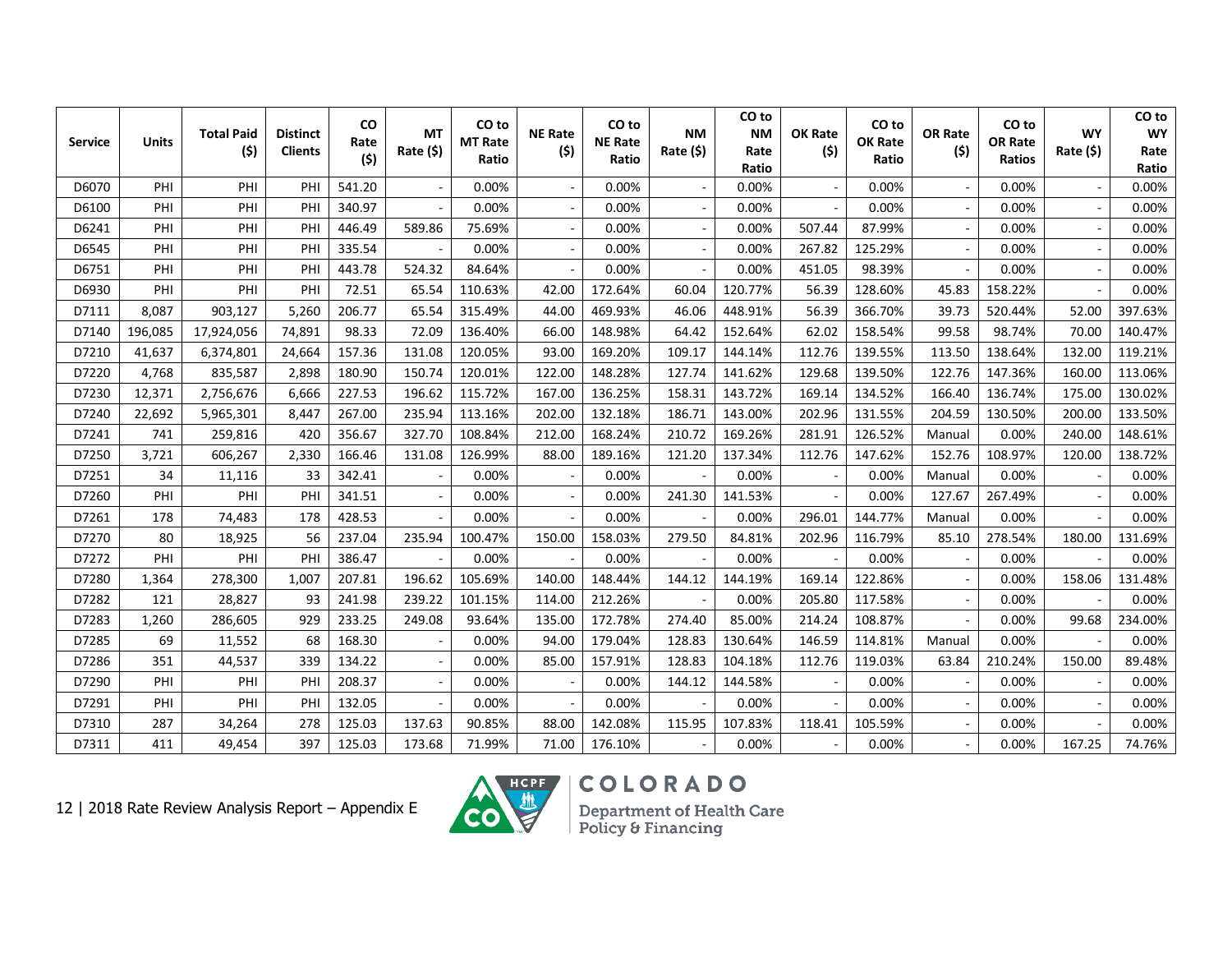| Service | Units | Total Paid ($) | Distinct Clients | CO Rate ($) | MT Rate ($) | CO to MT Rate Ratio | NE Rate ($) | CO to NE Rate Ratio | NM Rate ($) | CO to NM Rate Ratio | OK Rate ($) | CO to OK Rate Ratio | OR Rate ($) | CO to OR Rate Ratios | WY Rate ($) | CO to WY Rate Ratio |
|---|---|---|---|---|---|---|---|---|---|---|---|---|---|---|---|---|
| D6070 | PHI | PHI | PHI | 541.20 | - | 0.00% | - | 0.00% | - | 0.00% | - | 0.00% | - | 0.00% | - | 0.00% |
| D6100 | PHI | PHI | PHI | 340.97 | - | 0.00% | - | 0.00% | - | 0.00% | - | 0.00% | - | 0.00% | - | 0.00% |
| D6241 | PHI | PHI | PHI | 446.49 | 589.86 | 75.69% | - | 0.00% | - | 0.00% | 507.44 | 87.99% | - | 0.00% | - | 0.00% |
| D6545 | PHI | PHI | PHI | 335.54 | - | 0.00% | - | 0.00% | - | 0.00% | 267.82 | 125.29% | - | 0.00% | - | 0.00% |
| D6751 | PHI | PHI | PHI | 443.78 | 524.32 | 84.64% | - | 0.00% | - | 0.00% | 451.05 | 98.39% | - | 0.00% | - | 0.00% |
| D6930 | PHI | PHI | PHI | 72.51 | 65.54 | 110.63% | 42.00 | 172.64% | 60.04 | 120.77% | 56.39 | 128.60% | 45.83 | 158.22% | - | 0.00% |
| D7111 | 8,087 | 903,127 | 5,260 | 206.77 | 65.54 | 315.49% | 44.00 | 469.93% | 46.06 | 448.91% | 56.39 | 366.70% | 39.73 | 520.44% | 52.00 | 397.63% |
| D7140 | 196,085 | 17,924,056 | 74,891 | 98.33 | 72.09 | 136.40% | 66.00 | 148.98% | 64.42 | 152.64% | 62.02 | 158.54% | 99.58 | 98.74% | 70.00 | 140.47% |
| D7210 | 41,637 | 6,374,801 | 24,664 | 157.36 | 131.08 | 120.05% | 93.00 | 169.20% | 109.17 | 144.14% | 112.76 | 139.55% | 113.50 | 138.64% | 132.00 | 119.21% |
| D7220 | 4,768 | 835,587 | 2,898 | 180.90 | 150.74 | 120.01% | 122.00 | 148.28% | 127.74 | 141.62% | 129.68 | 139.50% | 122.76 | 147.36% | 160.00 | 113.06% |
| D7230 | 12,371 | 2,756,676 | 6,666 | 227.53 | 196.62 | 115.72% | 167.00 | 136.25% | 158.31 | 143.72% | 169.14 | 134.52% | 166.40 | 136.74% | 175.00 | 130.02% |
| D7240 | 22,692 | 5,965,301 | 8,447 | 267.00 | 235.94 | 113.16% | 202.00 | 132.18% | 186.71 | 143.00% | 202.96 | 131.55% | 204.59 | 130.50% | 200.00 | 133.50% |
| D7241 | 741 | 259,816 | 420 | 356.67 | 327.70 | 108.84% | 212.00 | 168.24% | 210.72 | 169.26% | 281.91 | 126.52% | Manual | 0.00% | 240.00 | 148.61% |
| D7250 | 3,721 | 606,267 | 2,330 | 166.46 | 131.08 | 126.99% | 88.00 | 189.16% | 121.20 | 137.34% | 112.76 | 147.62% | 152.76 | 108.97% | 120.00 | 138.72% |
| D7251 | 34 | 11,116 | 33 | 342.41 | - | 0.00% | - | 0.00% | - | 0.00% | - | 0.00% | Manual | 0.00% | - | 0.00% |
| D7260 | PHI | PHI | PHI | 341.51 | - | 0.00% | - | 0.00% | 241.30 | 141.53% | - | 0.00% | 127.67 | 267.49% | - | 0.00% |
| D7261 | 178 | 74,483 | 178 | 428.53 | - | 0.00% | - | 0.00% | - | 0.00% | 296.01 | 144.77% | Manual | 0.00% | - | 0.00% |
| D7270 | 80 | 18,925 | 56 | 237.04 | 235.94 | 100.47% | 150.00 | 158.03% | 279.50 | 84.81% | 202.96 | 116.79% | 85.10 | 278.54% | 180.00 | 131.69% |
| D7272 | PHI | PHI | PHI | 386.47 | - | 0.00% | - | 0.00% | - | 0.00% | - | 0.00% | - | 0.00% | - | 0.00% |
| D7280 | 1,364 | 278,300 | 1,007 | 207.81 | 196.62 | 105.69% | 140.00 | 148.44% | 144.12 | 144.19% | 169.14 | 122.86% | - | 0.00% | 158.06 | 131.48% |
| D7282 | 121 | 28,827 | 93 | 241.98 | 239.22 | 101.15% | 114.00 | 212.26% | - | 0.00% | 205.80 | 117.58% | - | 0.00% | - | 0.00% |
| D7283 | 1,260 | 286,605 | 929 | 233.25 | 249.08 | 93.64% | 135.00 | 172.78% | 274.40 | 85.00% | 214.24 | 108.87% | - | 0.00% | 99.68 | 234.00% |
| D7285 | 69 | 11,552 | 68 | 168.30 | - | 0.00% | 94.00 | 179.04% | 128.83 | 130.64% | 146.59 | 114.81% | Manual | 0.00% | - | 0.00% |
| D7286 | 351 | 44,537 | 339 | 134.22 | - | 0.00% | 85.00 | 157.91% | 128.83 | 104.18% | 112.76 | 119.03% | 63.84 | 210.24% | 150.00 | 89.48% |
| D7290 | PHI | PHI | PHI | 208.37 | - | 0.00% | - | 0.00% | 144.12 | 144.58% | - | 0.00% | - | 0.00% | - | 0.00% |
| D7291 | PHI | PHI | PHI | 132.05 | - | 0.00% | - | 0.00% | - | 0.00% | - | 0.00% | - | 0.00% | - | 0.00% |
| D7310 | 287 | 34,264 | 278 | 125.03 | 137.63 | 90.85% | 88.00 | 142.08% | 115.95 | 107.83% | 118.41 | 105.59% | - | 0.00% | - | 0.00% |
| D7311 | 411 | 49,454 | 397 | 125.03 | 173.68 | 71.99% | 71.00 | 176.10% | - | 0.00% | - | 0.00% | - | 0.00% | 167.25 | 74.76% |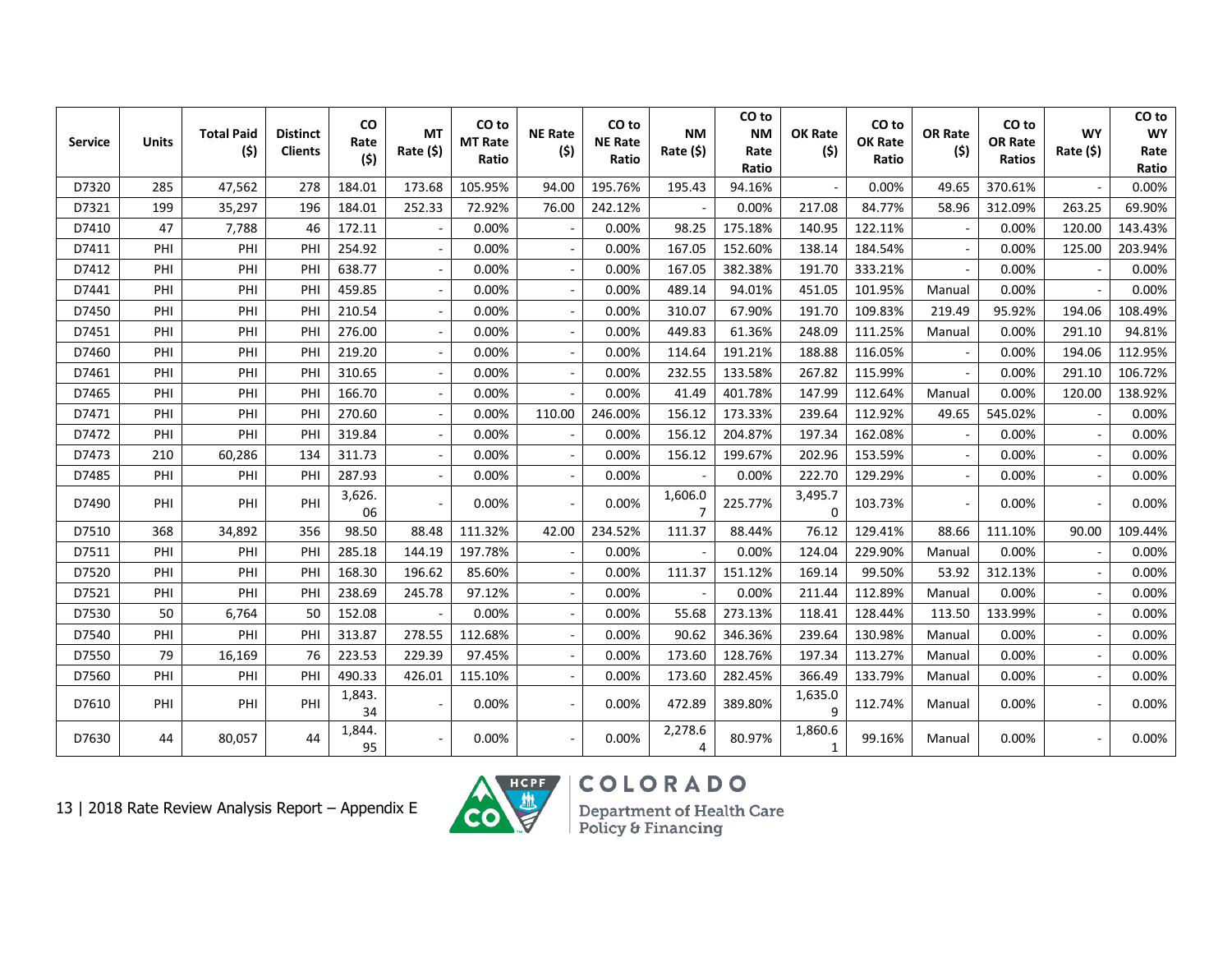| Service | Units | Total Paid ($) | Distinct Clients | CO Rate ($) | MT Rate ($) | CO to MT Rate Ratio | NE Rate ($) | CO to NE Rate Ratio | NM Rate ($) | CO to NM Rate Ratio | OK Rate ($) | CO to OK Rate Ratio | OR Rate ($) | CO to OR Rate Ratios | WY Rate ($) | CO to WY Rate Ratio |
|---|---|---|---|---|---|---|---|---|---|---|---|---|---|---|---|---|
| D7320 | 285 | 47,562 | 278 | 184.01 | 173.68 | 105.95% | 94.00 | 195.76% | 195.43 | 94.16% | - | 0.00% | 49.65 | 370.61% | - | 0.00% |
| D7321 | 199 | 35,297 | 196 | 184.01 | 252.33 | 72.92% | 76.00 | 242.12% | - | 0.00% | 217.08 | 84.77% | 58.96 | 312.09% | 263.25 | 69.90% |
| D7410 | 47 | 7,788 | 46 | 172.11 | - | 0.00% | - | 0.00% | 98.25 | 175.18% | 140.95 | 122.11% | - | 0.00% | 120.00 | 143.43% |
| D7411 | PHI | PHI | PHI | 254.92 | - | 0.00% | - | 0.00% | 167.05 | 152.60% | 138.14 | 184.54% | - | 0.00% | 125.00 | 203.94% |
| D7412 | PHI | PHI | PHI | 638.77 | - | 0.00% | - | 0.00% | 167.05 | 382.38% | 191.70 | 333.21% | - | 0.00% | - | 0.00% |
| D7441 | PHI | PHI | PHI | 459.85 | - | 0.00% | - | 0.00% | 489.14 | 94.01% | 451.05 | 101.95% | Manual | 0.00% | - | 0.00% |
| D7450 | PHI | PHI | PHI | 210.54 | - | 0.00% | - | 0.00% | 310.07 | 67.90% | 191.70 | 109.83% | 219.49 | 95.92% | 194.06 | 108.49% |
| D7451 | PHI | PHI | PHI | 276.00 | - | 0.00% | - | 0.00% | 449.83 | 61.36% | 248.09 | 111.25% | Manual | 0.00% | 291.10 | 94.81% |
| D7460 | PHI | PHI | PHI | 219.20 | - | 0.00% | - | 0.00% | 114.64 | 191.21% | 188.88 | 116.05% | - | 0.00% | 194.06 | 112.95% |
| D7461 | PHI | PHI | PHI | 310.65 | - | 0.00% | - | 0.00% | 232.55 | 133.58% | 267.82 | 115.99% | - | 0.00% | 291.10 | 106.72% |
| D7465 | PHI | PHI | PHI | 166.70 | - | 0.00% | - | 0.00% | 41.49 | 401.78% | 147.99 | 112.64% | Manual | 0.00% | 120.00 | 138.92% |
| D7471 | PHI | PHI | PHI | 270.60 | - | 0.00% | 110.00 | 246.00% | 156.12 | 173.33% | 239.64 | 112.92% | 49.65 | 545.02% | - | 0.00% |
| D7472 | PHI | PHI | PHI | 319.84 | - | 0.00% | - | 0.00% | 156.12 | 204.87% | 197.34 | 162.08% | - | 0.00% | - | 0.00% |
| D7473 | 210 | 60,286 | 134 | 311.73 | - | 0.00% | - | 0.00% | 156.12 | 199.67% | 202.96 | 153.59% | - | 0.00% | - | 0.00% |
| D7485 | PHI | PHI | PHI | 287.93 | - | 0.00% | - | 0.00% | - | 0.00% | 222.70 | 129.29% | - | 0.00% | - | 0.00% |
| D7490 | PHI | PHI | PHI | 3,626.06 | - | 0.00% | - | 0.00% | 1,606.07 | 225.77% | 3,495.70 | 103.73% | - | 0.00% | - | 0.00% |
| D7510 | 368 | 34,892 | 356 | 98.50 | 88.48 | 111.32% | 42.00 | 234.52% | 111.37 | 88.44% | 76.12 | 129.41% | 88.66 | 111.10% | 90.00 | 109.44% |
| D7511 | PHI | PHI | PHI | 285.18 | 144.19 | 197.78% | - | 0.00% | - | 0.00% | 124.04 | 229.90% | Manual | 0.00% | - | 0.00% |
| D7520 | PHI | PHI | PHI | 168.30 | 196.62 | 85.60% | - | 0.00% | 111.37 | 151.12% | 169.14 | 99.50% | 53.92 | 312.13% | - | 0.00% |
| D7521 | PHI | PHI | PHI | 238.69 | 245.78 | 97.12% | - | 0.00% | - | 0.00% | 211.44 | 112.89% | Manual | 0.00% | - | 0.00% |
| D7530 | 50 | 6,764 | 50 | 152.08 | - | 0.00% | - | 0.00% | 55.68 | 273.13% | 118.41 | 128.44% | 113.50 | 133.99% | - | 0.00% |
| D7540 | PHI | PHI | PHI | 313.87 | 278.55 | 112.68% | - | 0.00% | 90.62 | 346.36% | 239.64 | 130.98% | Manual | 0.00% | - | 0.00% |
| D7550 | 79 | 16,169 | 76 | 223.53 | 229.39 | 97.45% | - | 0.00% | 173.60 | 128.76% | 197.34 | 113.27% | Manual | 0.00% | - | 0.00% |
| D7560 | PHI | PHI | PHI | 490.33 | 426.01 | 115.10% | - | 0.00% | 173.60 | 282.45% | 366.49 | 133.79% | Manual | 0.00% | - | 0.00% |
| D7610 | PHI | PHI | PHI | 1,843.34 | - | 0.00% | - | 0.00% | 472.89 | 389.80% | 1,635.09 | 112.74% | Manual | 0.00% | - | 0.00% |
| D7630 | 44 | 80,057 | 44 | 1,844.95 | - | 0.00% | - | 0.00% | 2,278.64 | 80.97% | 1,860.61 | 99.16% | Manual | 0.00% | - | 0.00% |

13 | 2018 Rate Review Analysis Report – Appendix E

COLORADO Department of Health Care Policy & Financing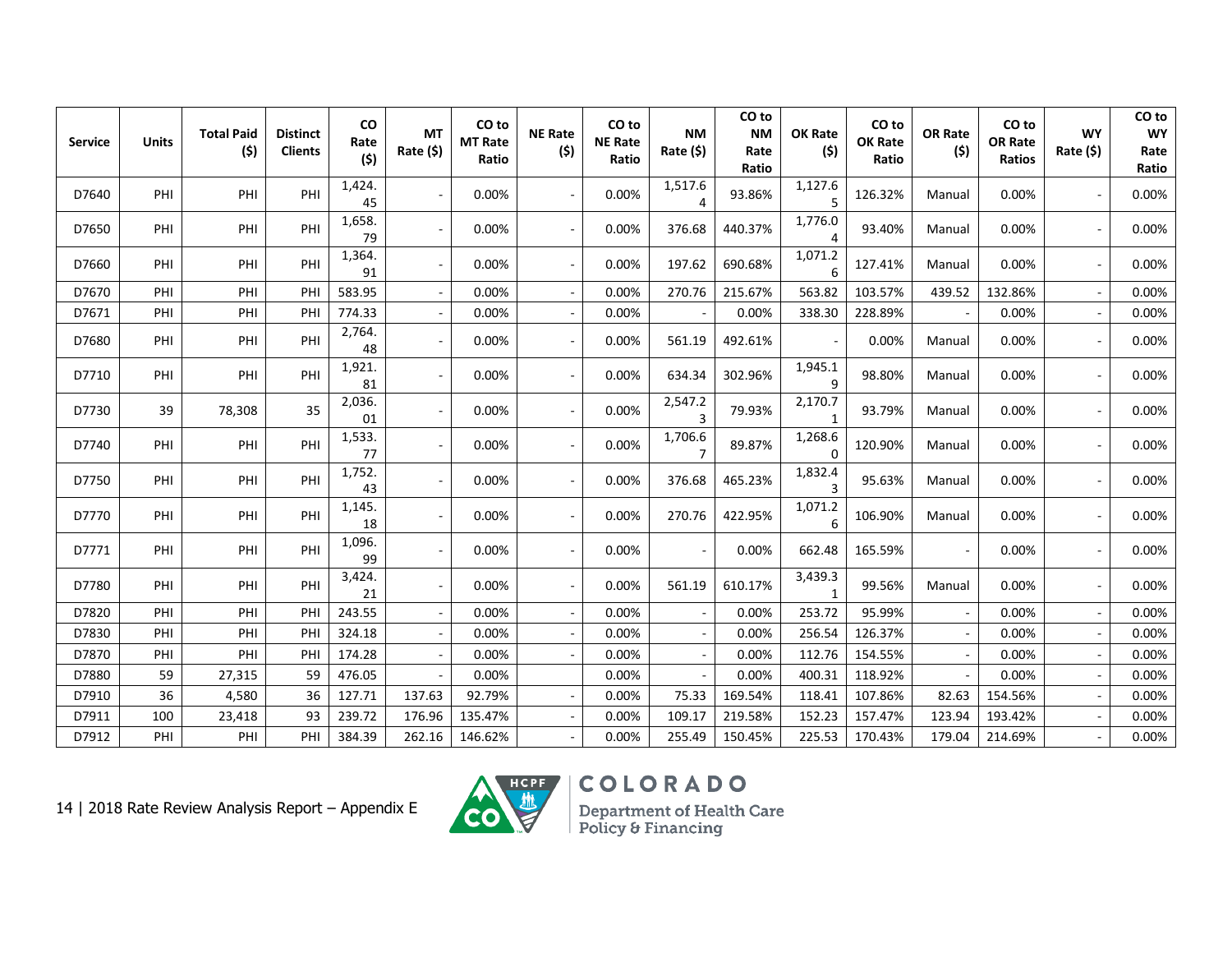| Service | Units | Total Paid ($) | Distinct Clients | CO Rate ($) | MT Rate ($) | CO to MT Rate Ratio | NE Rate ($) | CO to NE Rate Ratio | NM Rate ($) | CO to NM Rate Ratio | OK Rate ($) | CO to OK Rate Ratio | OR Rate ($) | CO to OR Rate Ratios | WY Rate ($) | CO to WY Rate Ratio |
|---|---|---|---|---|---|---|---|---|---|---|---|---|---|---|---|---|
| D7640 | PHI | PHI | PHI | 1,424.45 | - | 0.00% | - | 0.00% | 1,517.64 | 93.86% | 1,127.65 | 126.32% | Manual | 0.00% | - | 0.00% |
| D7650 | PHI | PHI | PHI | 1,658.79 | - | 0.00% | - | 0.00% | 376.68 | 440.37% | 1,776.04 | 93.40% | Manual | 0.00% | - | 0.00% |
| D7660 | PHI | PHI | PHI | 1,364.91 | - | 0.00% | - | 0.00% | 197.62 | 690.68% | 1,071.26 | 127.41% | Manual | 0.00% | - | 0.00% |
| D7670 | PHI | PHI | PHI | 583.95 | - | 0.00% | - | 0.00% | 270.76 | 215.67% | 563.82 | 103.57% | 439.52 | 132.86% | - | 0.00% |
| D7671 | PHI | PHI | PHI | 774.33 | - | 0.00% | - | 0.00% | - | 0.00% | 338.30 | 228.89% | - | 0.00% | - | 0.00% |
| D7680 | PHI | PHI | PHI | 2,764.48 | - | 0.00% | - | 0.00% | 561.19 | 492.61% | - | 0.00% | Manual | 0.00% | - | 0.00% |
| D7710 | PHI | PHI | PHI | 1,921.81 | - | 0.00% | - | 0.00% | 634.34 | 302.96% | 1,945.19 | 98.80% | Manual | 0.00% | - | 0.00% |
| D7730 | 39 | 78,308 | 35 | 2,036.01 | - | 0.00% | - | 0.00% | 2,547.23 | 79.93% | 2,170.71 | 93.79% | Manual | 0.00% | - | 0.00% |
| D7740 | PHI | PHI | PHI | 1,533.77 | - | 0.00% | - | 0.00% | 1,706.67 | 89.87% | 1,268.60 | 120.90% | Manual | 0.00% | - | 0.00% |
| D7750 | PHI | PHI | PHI | 1,752.43 | - | 0.00% | - | 0.00% | 376.68 | 465.23% | 1,832.43 | 95.63% | Manual | 0.00% | - | 0.00% |
| D7770 | PHI | PHI | PHI | 1,145.18 | - | 0.00% | - | 0.00% | 270.76 | 422.95% | 1,071.26 | 106.90% | Manual | 0.00% | - | 0.00% |
| D7771 | PHI | PHI | PHI | 1,096.99 | - | 0.00% | - | 0.00% | - | 0.00% | 662.48 | 165.59% | - | 0.00% | - | 0.00% |
| D7780 | PHI | PHI | PHI | 3,424.21 | - | 0.00% | - | 0.00% | 561.19 | 610.17% | 3,439.31 | 99.56% | Manual | 0.00% | - | 0.00% |
| D7820 | PHI | PHI | PHI | 243.55 | - | 0.00% | - | 0.00% | - | 0.00% | 253.72 | 95.99% | - | 0.00% | - | 0.00% |
| D7830 | PHI | PHI | PHI | 324.18 | - | 0.00% | - | 0.00% | - | 0.00% | 256.54 | 126.37% | - | 0.00% | - | 0.00% |
| D7870 | PHI | PHI | PHI | 174.28 | - | 0.00% | - | 0.00% | - | 0.00% | 112.76 | 154.55% | - | 0.00% | - | 0.00% |
| D7880 | 59 | 27,315 | 59 | 476.05 | - | 0.00% | | 0.00% | - | 0.00% | 400.31 | 118.92% | - | 0.00% | - | 0.00% |
| D7910 | 36 | 4,580 | 36 | 127.71 | 137.63 | 92.79% | - | 0.00% | 75.33 | 169.54% | 118.41 | 107.86% | 82.63 | 154.56% | - | 0.00% |
| D7911 | 100 | 23,418 | 93 | 239.72 | 176.96 | 135.47% | - | 0.00% | 109.17 | 219.58% | 152.23 | 157.47% | 123.94 | 193.42% | - | 0.00% |
| D7912 | PHI | PHI | PHI | 384.39 | 262.16 | 146.62% | - | 0.00% | 255.49 | 150.45% | 225.53 | 170.43% | 179.04 | 214.69% | - | 0.00% |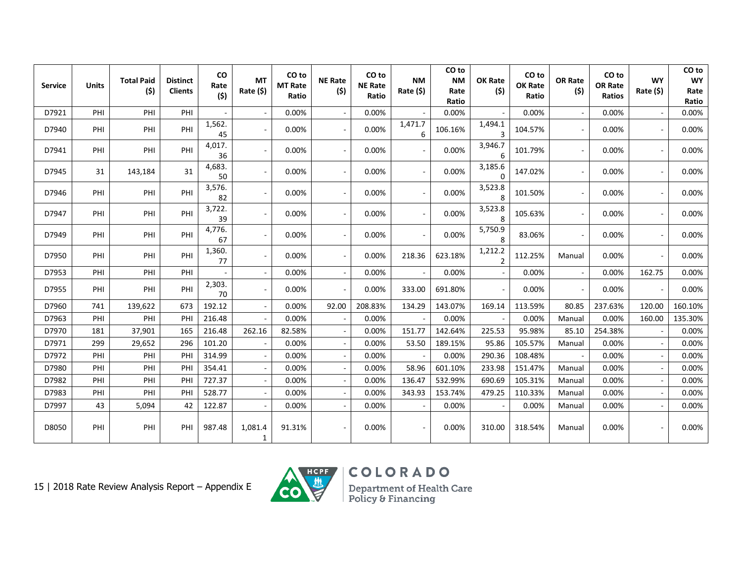| Service | Units | Total Paid ($) | Distinct Clients | CO Rate ($) | MT Rate ($) | CO to MT Rate Ratio | NE Rate ($) | CO to NE Rate Ratio | NM Rate ($) | CO to NM Rate Ratio | OK Rate ($) | CO to OK Rate Ratio | OR Rate ($) | CO to OR Rate Ratios | WY Rate ($) | CO to WY Rate Ratio |
|---|---|---|---|---|---|---|---|---|---|---|---|---|---|---|---|---|
| D7921 | PHI | PHI | PHI | - | - | 0.00% | - | 0.00% | - | 0.00% | - | 0.00% | - | 0.00% | - | 0.00% |
| D7940 | PHI | PHI | PHI | 1,562.45 | - | 0.00% | - | 0.00% | 1,471.76 | 106.16% | 1,494.13 | 104.57% | - | 0.00% | - | 0.00% |
| D7941 | PHI | PHI | PHI | 4,017.36 | - | 0.00% | - | 0.00% | - | 0.00% | 3,946.76 | 101.79% | - | 0.00% | - | 0.00% |
| D7945 | 31 | 143,184 | 31 | 4,683.50 | - | 0.00% | - | 0.00% | - | 0.00% | 3,185.60 | 147.02% | - | 0.00% | - | 0.00% |
| D7946 | PHI | PHI | PHI | 3,576.82 | - | 0.00% | - | 0.00% | - | 0.00% | 3,523.88 | 101.50% | - | 0.00% | - | 0.00% |
| D7947 | PHI | PHI | PHI | 3,722.39 | - | 0.00% | - | 0.00% | - | 0.00% | 3,523.88 | 105.63% | - | 0.00% | - | 0.00% |
| D7949 | PHI | PHI | PHI | 4,776.67 | - | 0.00% | - | 0.00% | - | 0.00% | 5,750.98 | 83.06% | - | 0.00% | - | 0.00% |
| D7950 | PHI | PHI | PHI | 1,360.77 | - | 0.00% | - | 0.00% | 218.36 | 623.18% | 1,212.22 | 112.25% | Manual | 0.00% | - | 0.00% |
| D7953 | PHI | PHI | PHI | - | - | 0.00% | - | 0.00% | - | 0.00% | - | 0.00% | - | 0.00% | 162.75 | 0.00% |
| D7955 | PHI | PHI | PHI | 2,303.70 | - | 0.00% | - | 0.00% | 333.00 | 691.80% | - | 0.00% | - | 0.00% | - | 0.00% |
| D7960 | 741 | 139,622 | 673 | 192.12 | - | 0.00% | 92.00 | 208.83% | 134.29 | 143.07% | 169.14 | 113.59% | 80.85 | 237.63% | 120.00 | 160.10% |
| D7963 | PHI | PHI | PHI | 216.48 | - | 0.00% | - | 0.00% | - | 0.00% | - | 0.00% | Manual | 0.00% | 160.00 | 135.30% |
| D7970 | 181 | 37,901 | 165 | 216.48 | 262.16 | 82.58% | - | 0.00% | 151.77 | 142.64% | 225.53 | 95.98% | 85.10 | 254.38% | - | 0.00% |
| D7971 | 299 | 29,652 | 296 | 101.20 | - | 0.00% | - | 0.00% | 53.50 | 189.15% | 95.86 | 105.57% | Manual | 0.00% | - | 0.00% |
| D7972 | PHI | PHI | PHI | 314.99 | - | 0.00% | - | 0.00% | - | 0.00% | 290.36 | 108.48% | - | 0.00% | - | 0.00% |
| D7980 | PHI | PHI | PHI | 354.41 | - | 0.00% | - | 0.00% | 58.96 | 601.10% | 233.98 | 151.47% | Manual | 0.00% | - | 0.00% |
| D7982 | PHI | PHI | PHI | 727.37 | - | 0.00% | - | 0.00% | 136.47 | 532.99% | 690.69 | 105.31% | Manual | 0.00% | - | 0.00% |
| D7983 | PHI | PHI | PHI | 528.77 | - | 0.00% | - | 0.00% | 343.93 | 153.74% | 479.25 | 110.33% | Manual | 0.00% | - | 0.00% |
| D7997 | 43 | 5,094 | 42 | 122.87 | - | 0.00% | - | 0.00% | - | 0.00% | - | 0.00% | Manual | 0.00% | - | 0.00% |
| D8050 | PHI | PHI | PHI | 987.48 | 1,081.41 | 91.31% | - | 0.00% | - | 0.00% | 310.00 | 318.54% | Manual | 0.00% | - | 0.00% |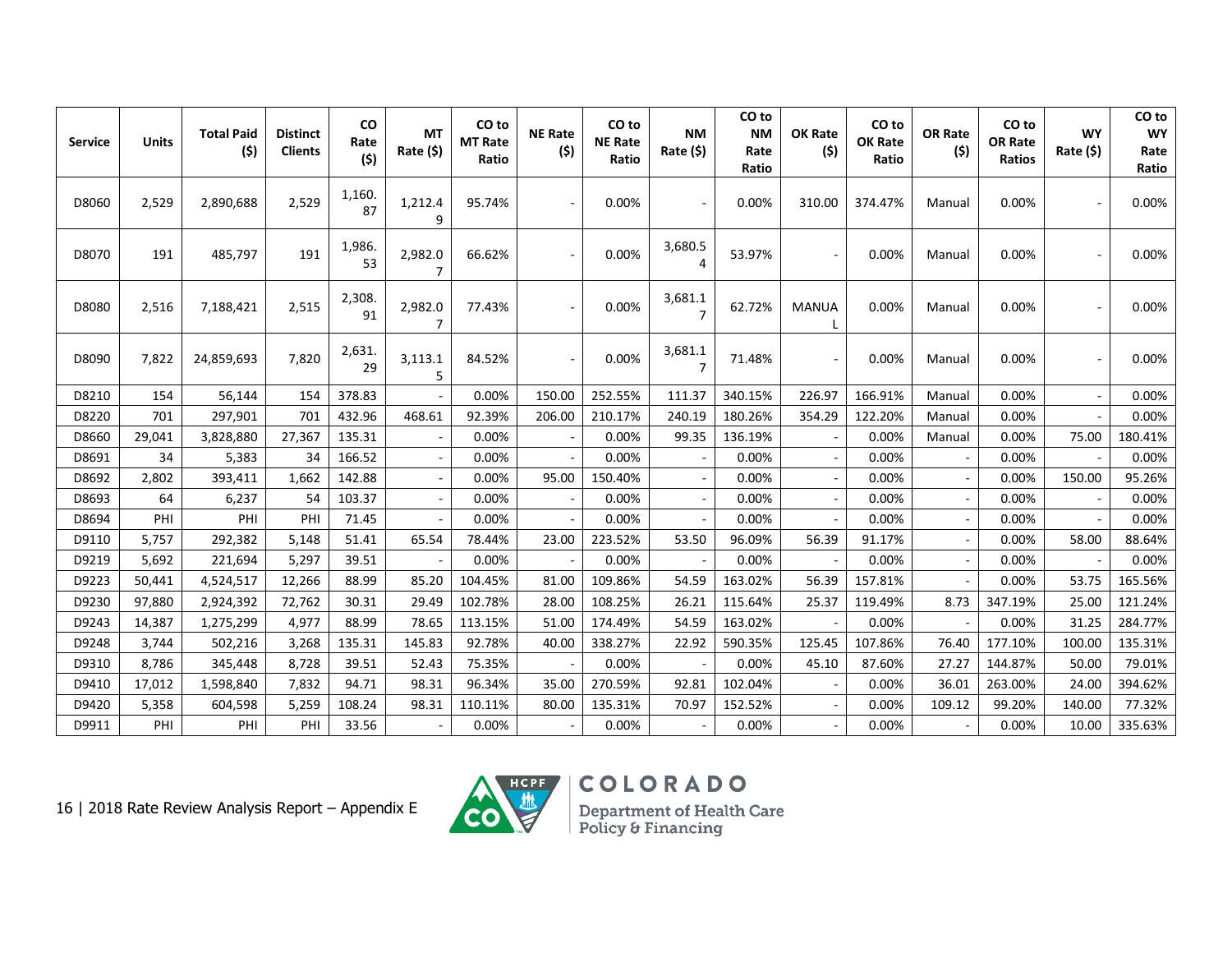| Service | Units | Total Paid ($) | Distinct Clients | CO Rate ($) | MT Rate ($) | CO to MT Rate Ratio | NE Rate ($) | CO to NE Rate Ratio | NM Rate ($) | CO to NM Rate Ratio | OK Rate ($) | CO to OK Rate Ratio | OR Rate ($) | CO to OR Rate Ratios | WY Rate ($) | CO to WY Rate Ratio |
|---|---|---|---|---|---|---|---|---|---|---|---|---|---|---|---|---|
| D8060 | 2,529 | 2,890,688 | 2,529 | 1,160.87 | 1,212.49 | 95.74% | - | 0.00% | - | 0.00% | 310.00 | 374.47% | Manual | 0.00% | - | 0.00% |
| D8070 | 191 | 485,797 | 191 | 1,986.53 | 2,982.07 | 66.62% | - | 0.00% | 3,680.54 | 53.97% | - | 0.00% | Manual | 0.00% | - | 0.00% |
| D8080 | 2,516 | 7,188,421 | 2,515 | 2,308.91 | 2,982.07 | 77.43% | - | 0.00% | 3,681.17 | 62.72% | MANUAL | 0.00% | Manual | 0.00% | - | 0.00% |
| D8090 | 7,822 | 24,859,693 | 7,820 | 2,631.29 | 3,113.15 | 84.52% | - | 0.00% | 3,681.17 | 71.48% | - | 0.00% | Manual | 0.00% | - | 0.00% |
| D8210 | 154 | 56,144 | 154 | 378.83 | - | 0.00% | 150.00 | 252.55% | 111.37 | 340.15% | 226.97 | 166.91% | Manual | 0.00% | - | 0.00% |
| D8220 | 701 | 297,901 | 701 | 432.96 | 468.61 | 92.39% | 206.00 | 210.17% | 240.19 | 180.26% | 354.29 | 122.20% | Manual | 0.00% | - | 0.00% |
| D8660 | 29,041 | 3,828,880 | 27,367 | 135.31 | - | 0.00% | - | 0.00% | 99.35 | 136.19% | - | 0.00% | Manual | 0.00% | 75.00 | 180.41% |
| D8691 | 34 | 5,383 | 34 | 166.52 | - | 0.00% | - | 0.00% | - | 0.00% | - | 0.00% | - | 0.00% | - | 0.00% |
| D8692 | 2,802 | 393,411 | 1,662 | 142.88 | - | 0.00% | 95.00 | 150.40% | - | 0.00% | - | 0.00% | - | 0.00% | 150.00 | 95.26% |
| D8693 | 64 | 6,237 | 54 | 103.37 | - | 0.00% | - | 0.00% | - | 0.00% | - | 0.00% | - | 0.00% | - | 0.00% |
| D8694 | PHI | PHI | PHI | 71.45 | - | 0.00% | - | 0.00% | - | 0.00% | - | 0.00% | - | 0.00% | - | 0.00% |
| D9110 | 5,757 | 292,382 | 5,148 | 51.41 | 65.54 | 78.44% | 23.00 | 223.52% | 53.50 | 96.09% | 56.39 | 91.17% | - | 0.00% | 58.00 | 88.64% |
| D9219 | 5,692 | 221,694 | 5,297 | 39.51 | - | 0.00% | - | 0.00% | - | 0.00% | - | 0.00% | - | 0.00% | - | 0.00% |
| D9223 | 50,441 | 4,524,517 | 12,266 | 88.99 | 85.20 | 104.45% | 81.00 | 109.86% | 54.59 | 163.02% | 56.39 | 157.81% | - | 0.00% | 53.75 | 165.56% |
| D9230 | 97,880 | 2,924,392 | 72,762 | 30.31 | 29.49 | 102.78% | 28.00 | 108.25% | 26.21 | 115.64% | 25.37 | 119.49% | 8.73 | 347.19% | 25.00 | 121.24% |
| D9243 | 14,387 | 1,275,299 | 4,977 | 88.99 | 78.65 | 113.15% | 51.00 | 174.49% | 54.59 | 163.02% | - | 0.00% | - | 0.00% | 31.25 | 284.77% |
| D9248 | 3,744 | 502,216 | 3,268 | 135.31 | 145.83 | 92.78% | 40.00 | 338.27% | 22.92 | 590.35% | 125.45 | 107.86% | 76.40 | 177.10% | 100.00 | 135.31% |
| D9310 | 8,786 | 345,448 | 8,728 | 39.51 | 52.43 | 75.35% | - | 0.00% | - | 0.00% | 45.10 | 87.60% | 27.27 | 144.87% | 50.00 | 79.01% |
| D9410 | 17,012 | 1,598,840 | 7,832 | 94.71 | 98.31 | 96.34% | 35.00 | 270.59% | 92.81 | 102.04% | - | 0.00% | 36.01 | 263.00% | 24.00 | 394.62% |
| D9420 | 5,358 | 604,598 | 5,259 | 108.24 | 98.31 | 110.11% | 80.00 | 135.31% | 70.97 | 152.52% | - | 0.00% | 109.12 | 99.20% | 140.00 | 77.32% |
| D9911 | PHI | PHI | PHI | 33.56 | - | 0.00% | - | 0.00% | - | 0.00% | - | 0.00% | - | 0.00% | 10.00 | 335.63% |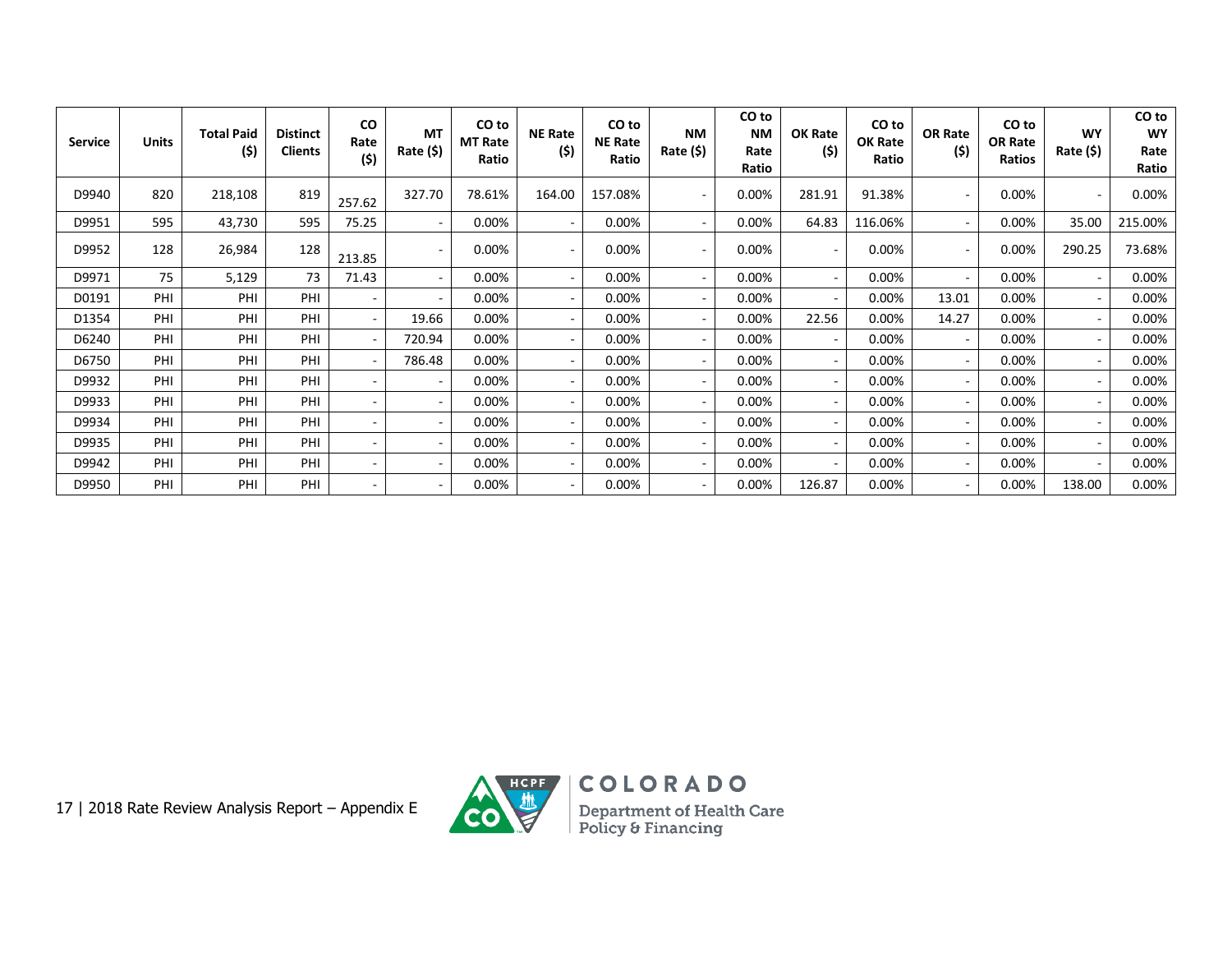| Service | Units | Total Paid ($) | Distinct Clients | CO Rate ($) | MT Rate ($) | CO to MT Rate Ratio | NE Rate ($) | CO to NE Rate Ratio | NM Rate ($) | CO to NM Rate Ratio | OK Rate ($) | CO to OK Rate Ratio | OR Rate ($) | CO to OR Rate Ratios | WY Rate ($) | CO to WY Rate Ratio |
|---|---|---|---|---|---|---|---|---|---|---|---|---|---|---|---|---|
| D9940 | 820 | 218,108 | 819 | 257.62 | 327.70 | 78.61% | 164.00 | 157.08% | - | 0.00% | 281.91 | 91.38% | - | 0.00% | - | 0.00% |
| D9951 | 595 | 43,730 | 595 | 75.25 | - | 0.00% | - | 0.00% | - | 0.00% | 64.83 | 116.06% | - | 0.00% | 35.00 | 215.00% |
| D9952 | 128 | 26,984 | 128 | 213.85 | - | 0.00% | - | 0.00% | - | 0.00% | - | 0.00% | - | 0.00% | 290.25 | 73.68% |
| D9971 | 75 | 5,129 | 73 | 71.43 | - | 0.00% | - | 0.00% | - | 0.00% | - | 0.00% | - | 0.00% | - | 0.00% |
| D0191 | PHI | PHI | PHI | - | - | 0.00% | - | 0.00% | - | 0.00% | - | 0.00% | 13.01 | 0.00% | - | 0.00% |
| D1354 | PHI | PHI | PHI | - | 19.66 | 0.00% | - | 0.00% | - | 0.00% | 22.56 | 0.00% | 14.27 | 0.00% | - | 0.00% |
| D6240 | PHI | PHI | PHI | - | 720.94 | 0.00% | - | 0.00% | - | 0.00% | - | 0.00% | - | 0.00% | - | 0.00% |
| D6750 | PHI | PHI | PHI | - | 786.48 | 0.00% | - | 0.00% | - | 0.00% | - | 0.00% | - | 0.00% | - | 0.00% |
| D9932 | PHI | PHI | PHI | - | - | 0.00% | - | 0.00% | - | 0.00% | - | 0.00% | - | 0.00% | - | 0.00% |
| D9933 | PHI | PHI | PHI | - | - | 0.00% | - | 0.00% | - | 0.00% | - | 0.00% | - | 0.00% | - | 0.00% |
| D9934 | PHI | PHI | PHI | - | - | 0.00% | - | 0.00% | - | 0.00% | - | 0.00% | - | 0.00% | - | 0.00% |
| D9935 | PHI | PHI | PHI | - | - | 0.00% | - | 0.00% | - | 0.00% | - | 0.00% | - | 0.00% | - | 0.00% |
| D9942 | PHI | PHI | PHI | - | - | 0.00% | - | 0.00% | - | 0.00% | - | 0.00% | - | 0.00% | - | 0.00% |
| D9950 | PHI | PHI | PHI | - | - | 0.00% | - | 0.00% | - | 0.00% | 126.87 | 0.00% | - | 0.00% | 138.00 | 0.00% |